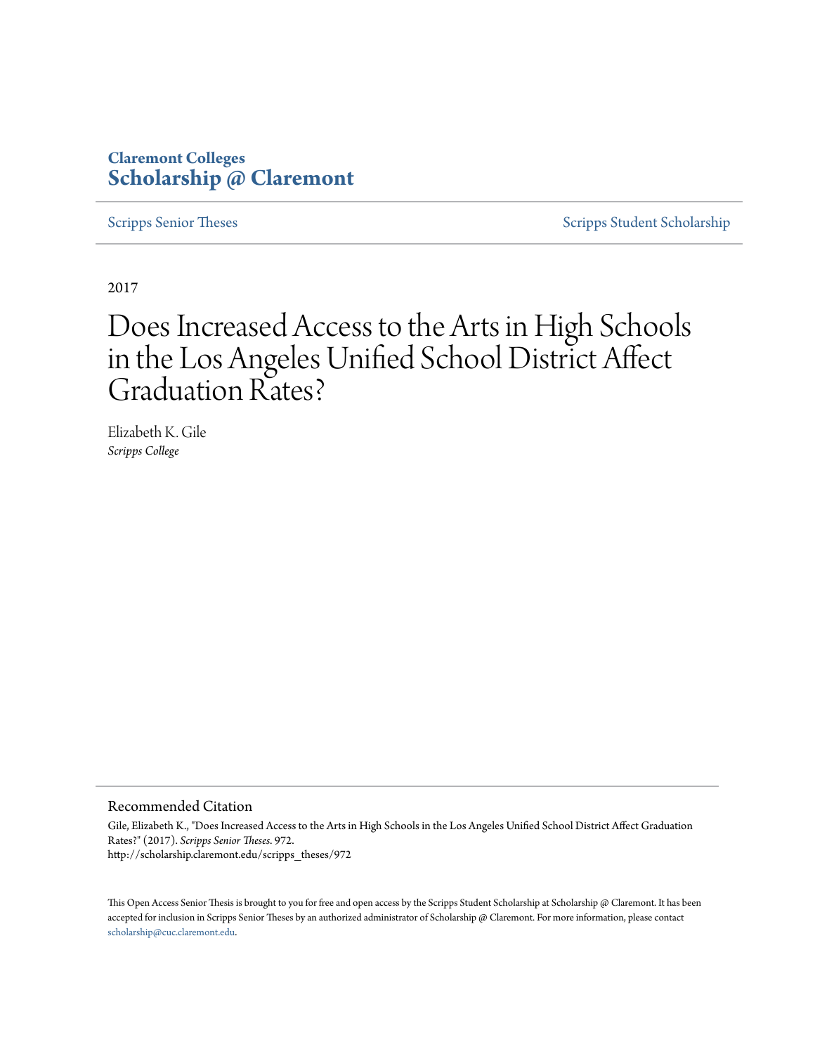**Claremont Colleges**
**Scholarship @ Claremont**

Scripps Senior Theses | Scripps Student Scholarship

2017

# Does Increased Access to the Arts in High Schools in the Los Angeles Unified School District Affect Graduation Rates?

Elizabeth K. Gile
*Scripps College*

## Recommended Citation

Gile, Elizabeth K., "Does Increased Access to the Arts in High Schools in the Los Angeles Unified School District Affect Graduation Rates?" (2017). *Scripps Senior Theses*. 972.
http://scholarship.claremont.edu/scripps_theses/972

This Open Access Senior Thesis is brought to you for free and open access by the Scripps Student Scholarship at Scholarship @ Claremont. It has been accepted for inclusion in Scripps Senior Theses by an authorized administrator of Scholarship @ Claremont. For more information, please contact scholarship@cuc.claremont.edu.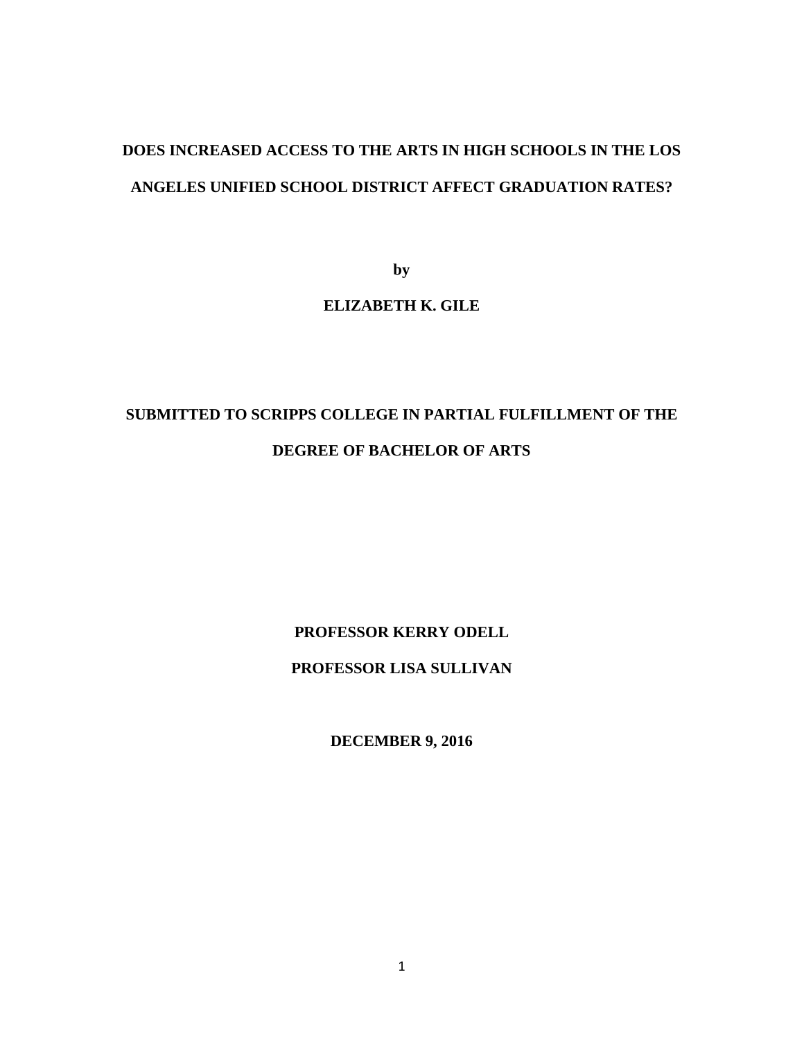# DOES INCREASED ACCESS TO THE ARTS IN HIGH SCHOOLS IN THE LOS ANGELES UNIFIED SCHOOL DISTRICT AFFECT GRADUATION RATES?

**by**

**ELIZABETH K. GILE**

**SUBMITTED TO SCRIPPS COLLEGE IN PARTIAL FULFILLMENT OF THE DEGREE OF BACHELOR OF ARTS**

**PROFESSOR KERRY ODELL**

**PROFESSOR LISA SULLIVAN**

**DECEMBER 9, 2016**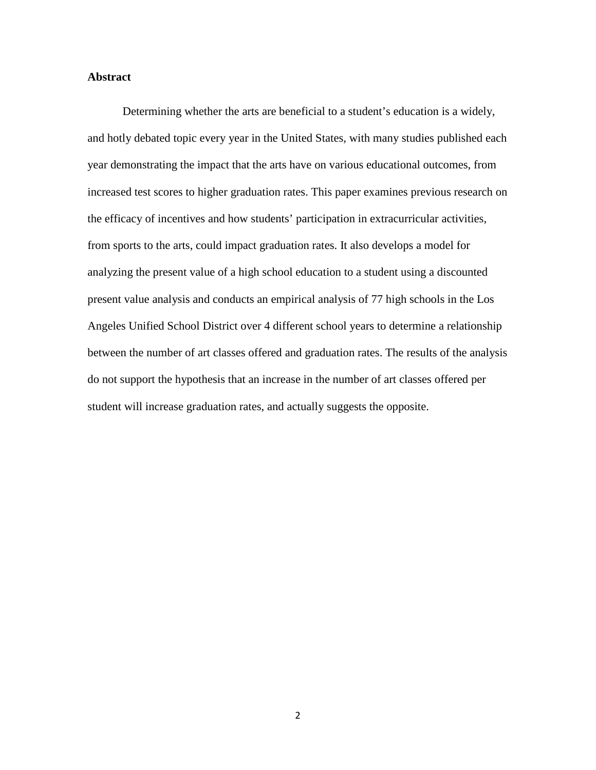**Abstract**

Determining whether the arts are beneficial to a student's education is a widely, and hotly debated topic every year in the United States, with many studies published each year demonstrating the impact that the arts have on various educational outcomes, from increased test scores to higher graduation rates. This paper examines previous research on the efficacy of incentives and how students' participation in extracurricular activities, from sports to the arts, could impact graduation rates. It also develops a model for analyzing the present value of a high school education to a student using a discounted present value analysis and conducts an empirical analysis of 77 high schools in the Los Angeles Unified School District over 4 different school years to determine a relationship between the number of art classes offered and graduation rates. The results of the analysis do not support the hypothesis that an increase in the number of art classes offered per student will increase graduation rates, and actually suggests the opposite.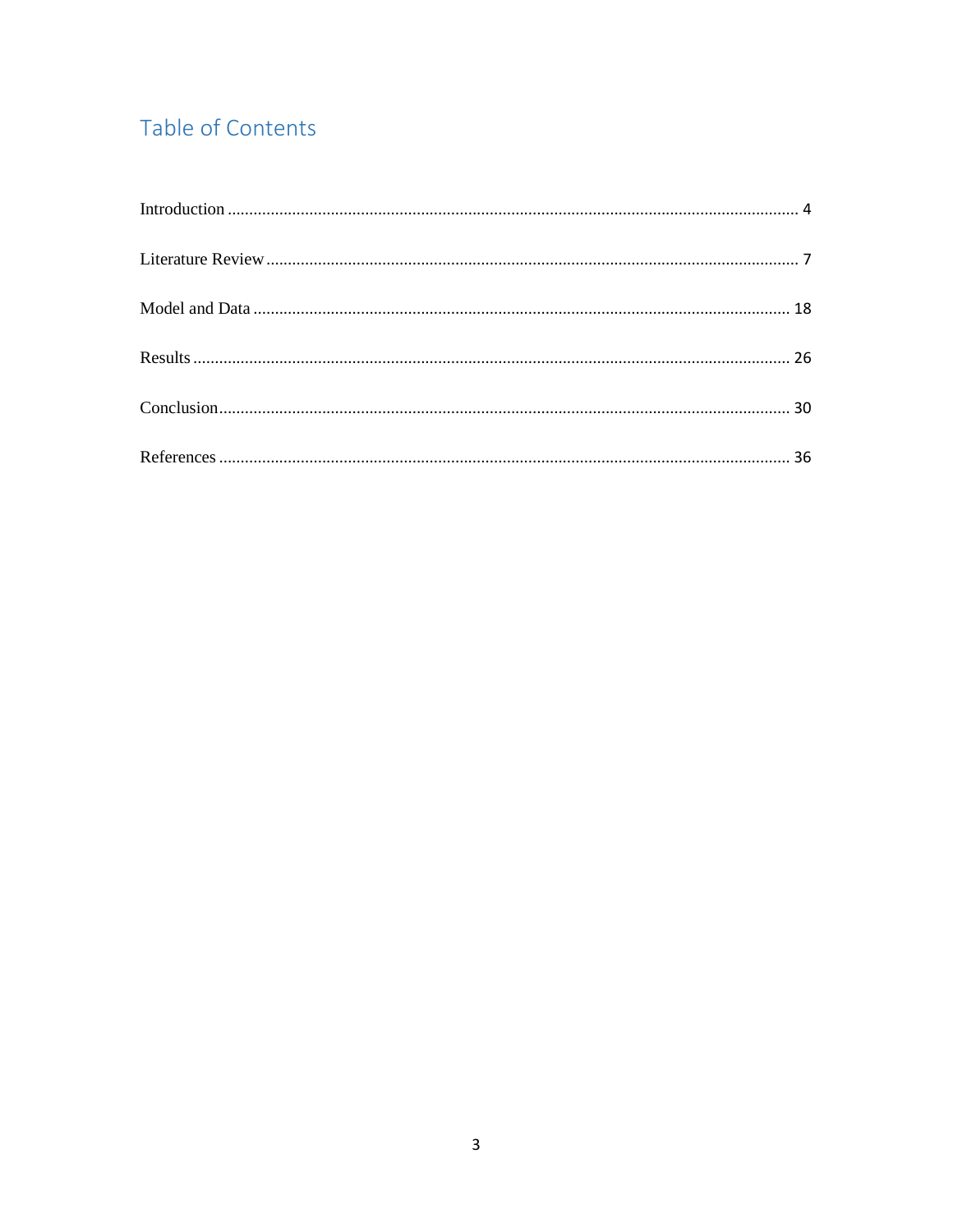# Table of Contents

Introduction .................................................................................................................................... 4

Literature Review ............................................................................................................................ 7

Model and Data ............................................................................................................................. 18

Results ........................................................................................................................................... 26

Conclusion ..................................................................................................................................... 30

References ..................................................................................................................................... 36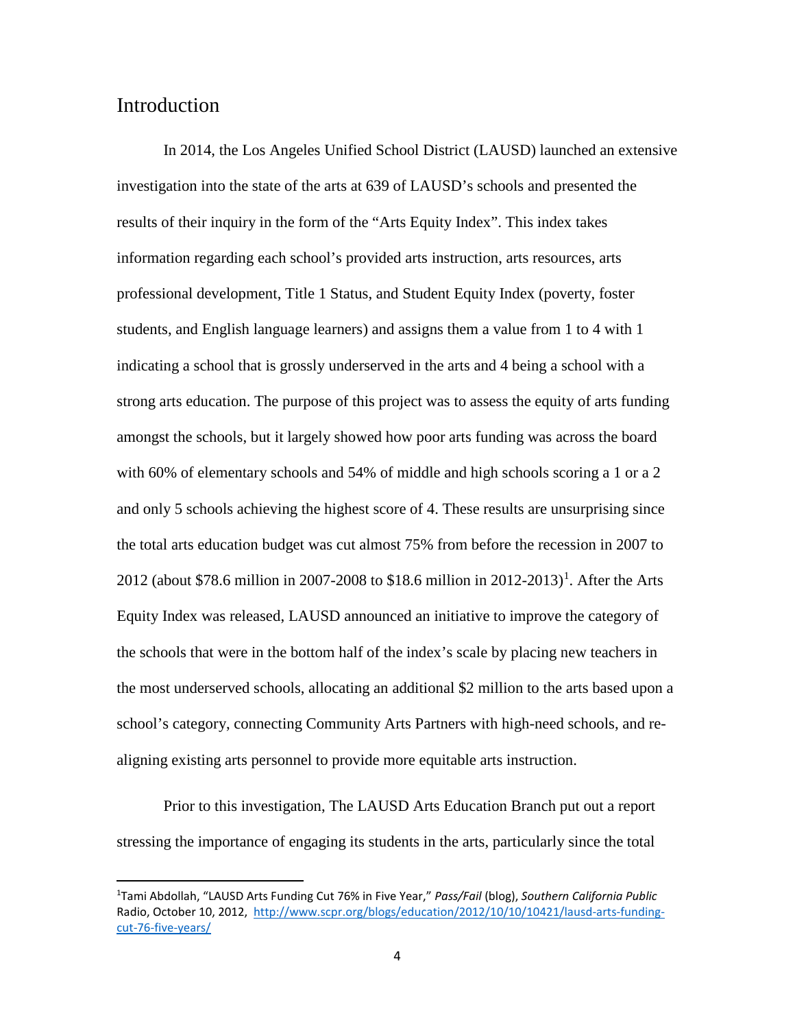## Introduction

In 2014, the Los Angeles Unified School District (LAUSD) launched an extensive investigation into the state of the arts at 639 of LAUSD's schools and presented the results of their inquiry in the form of the "Arts Equity Index". This index takes information regarding each school's provided arts instruction, arts resources, arts professional development, Title 1 Status, and Student Equity Index (poverty, foster students, and English language learners) and assigns them a value from 1 to 4 with 1 indicating a school that is grossly underserved in the arts and 4 being a school with a strong arts education. The purpose of this project was to assess the equity of arts funding amongst the schools, but it largely showed how poor arts funding was across the board with 60% of elementary schools and 54% of middle and high schools scoring a 1 or a 2 and only 5 schools achieving the highest score of 4. These results are unsurprising since the total arts education budget was cut almost 75% from before the recession in 2007 to 2012 (about $78.6 million in 2007-2008 to $18.6 million in 2012-2013)[1]. After the Arts Equity Index was released, LAUSD announced an initiative to improve the category of the schools that were in the bottom half of the index's scale by placing new teachers in the most underserved schools, allocating an additional $2 million to the arts based upon a school's category, connecting Community Arts Partners with high-need schools, and re-aligning existing arts personnel to provide more equitable arts instruction.

Prior to this investigation, The LAUSD Arts Education Branch put out a report stressing the importance of engaging its students in the arts, particularly since the total

---

[1]Tami Abdollah, "LAUSD Arts Funding Cut 76% in Five Year," *Pass/Fail* (blog), *Southern California Public* Radio, October 10, 2012, http://www.scpr.org/blogs/education/2012/10/10/10421/lausd-arts-funding-cut-76-five-years/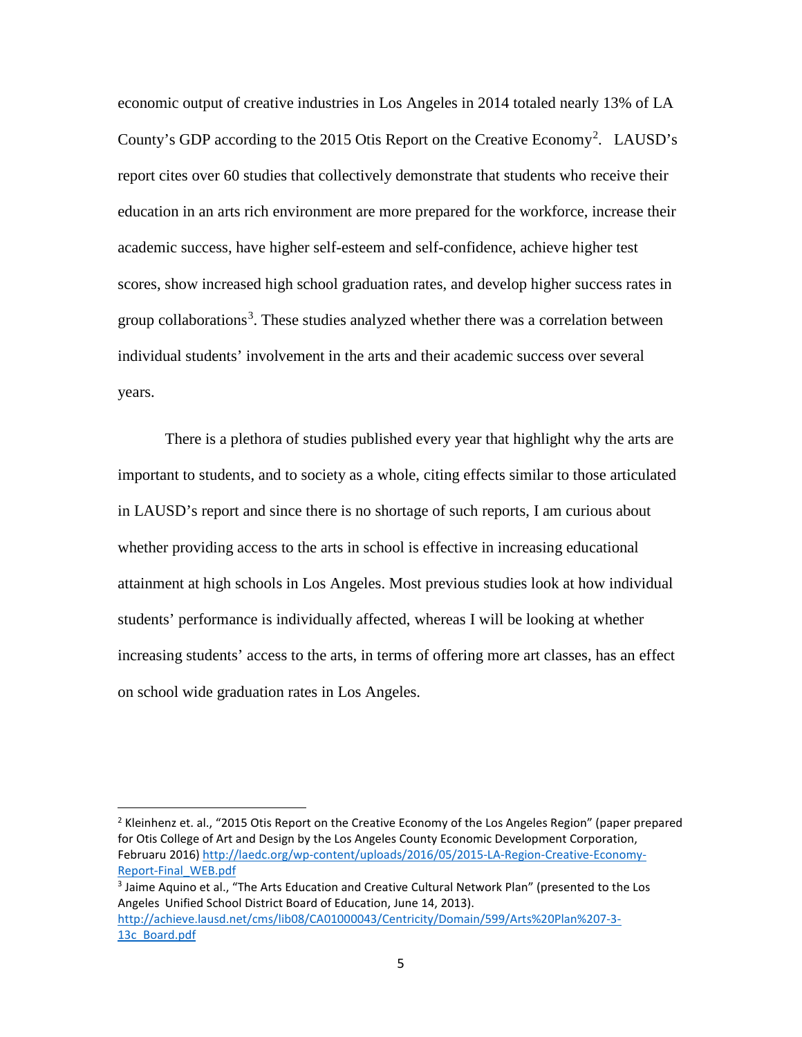economic output of creative industries in Los Angeles in 2014 totaled nearly 13% of LA County's GDP according to the 2015 Otis Report on the Creative Economy[2]. LAUSD's report cites over 60 studies that collectively demonstrate that students who receive their education in an arts rich environment are more prepared for the workforce, increase their academic success, have higher self-esteem and self-confidence, achieve higher test scores, show increased high school graduation rates, and develop higher success rates in group collaborations[3]. These studies analyzed whether there was a correlation between individual students' involvement in the arts and their academic success over several years.

There is a plethora of studies published every year that highlight why the arts are important to students, and to society as a whole, citing effects similar to those articulated in LAUSD's report and since there is no shortage of such reports, I am curious about whether providing access to the arts in school is effective in increasing educational attainment at high schools in Los Angeles. Most previous studies look at how individual students' performance is individually affected, whereas I will be looking at whether increasing students' access to the arts, in terms of offering more art classes, has an effect on school wide graduation rates in Los Angeles.

---

[2] Kleinhenz et. al., "2015 Otis Report on the Creative Economy of the Los Angeles Region" (paper prepared for Otis College of Art and Design by the Los Angeles County Economic Development Corporation, Februaru 2016) http://laedc.org/wp-content/uploads/2016/05/2015-LA-Region-Creative-Economy-Report-Final_WEB.pdf

[3] Jaime Aquino et al., "The Arts Education and Creative Cultural Network Plan" (presented to the Los Angeles Unified School District Board of Education, June 14, 2013). http://achieve.lausd.net/cms/lib08/CA01000043/Centricity/Domain/599/Arts%20Plan%207-3-13c_Board.pdf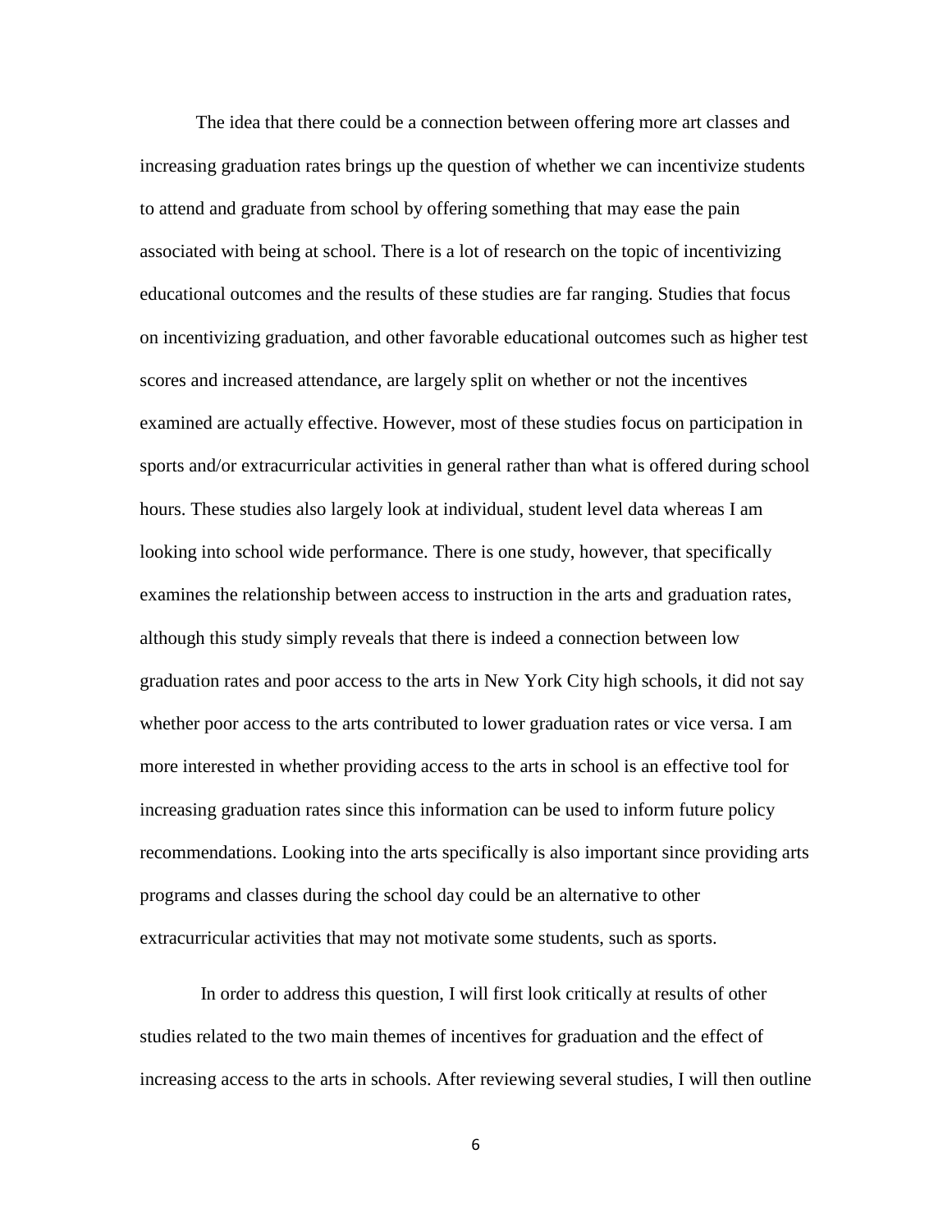The idea that there could be a connection between offering more art classes and increasing graduation rates brings up the question of whether we can incentivize students to attend and graduate from school by offering something that may ease the pain associated with being at school. There is a lot of research on the topic of incentivizing educational outcomes and the results of these studies are far ranging. Studies that focus on incentivizing graduation, and other favorable educational outcomes such as higher test scores and increased attendance, are largely split on whether or not the incentives examined are actually effective. However, most of these studies focus on participation in sports and/or extracurricular activities in general rather than what is offered during school hours. These studies also largely look at individual, student level data whereas I am looking into school wide performance. There is one study, however, that specifically examines the relationship between access to instruction in the arts and graduation rates, although this study simply reveals that there is indeed a connection between low graduation rates and poor access to the arts in New York City high schools, it did not say whether poor access to the arts contributed to lower graduation rates or vice versa. I am more interested in whether providing access to the arts in school is an effective tool for increasing graduation rates since this information can be used to inform future policy recommendations. Looking into the arts specifically is also important since providing arts programs and classes during the school day could be an alternative to other extracurricular activities that may not motivate some students, such as sports.

In order to address this question, I will first look critically at results of other studies related to the two main themes of incentives for graduation and the effect of increasing access to the arts in schools. After reviewing several studies, I will then outline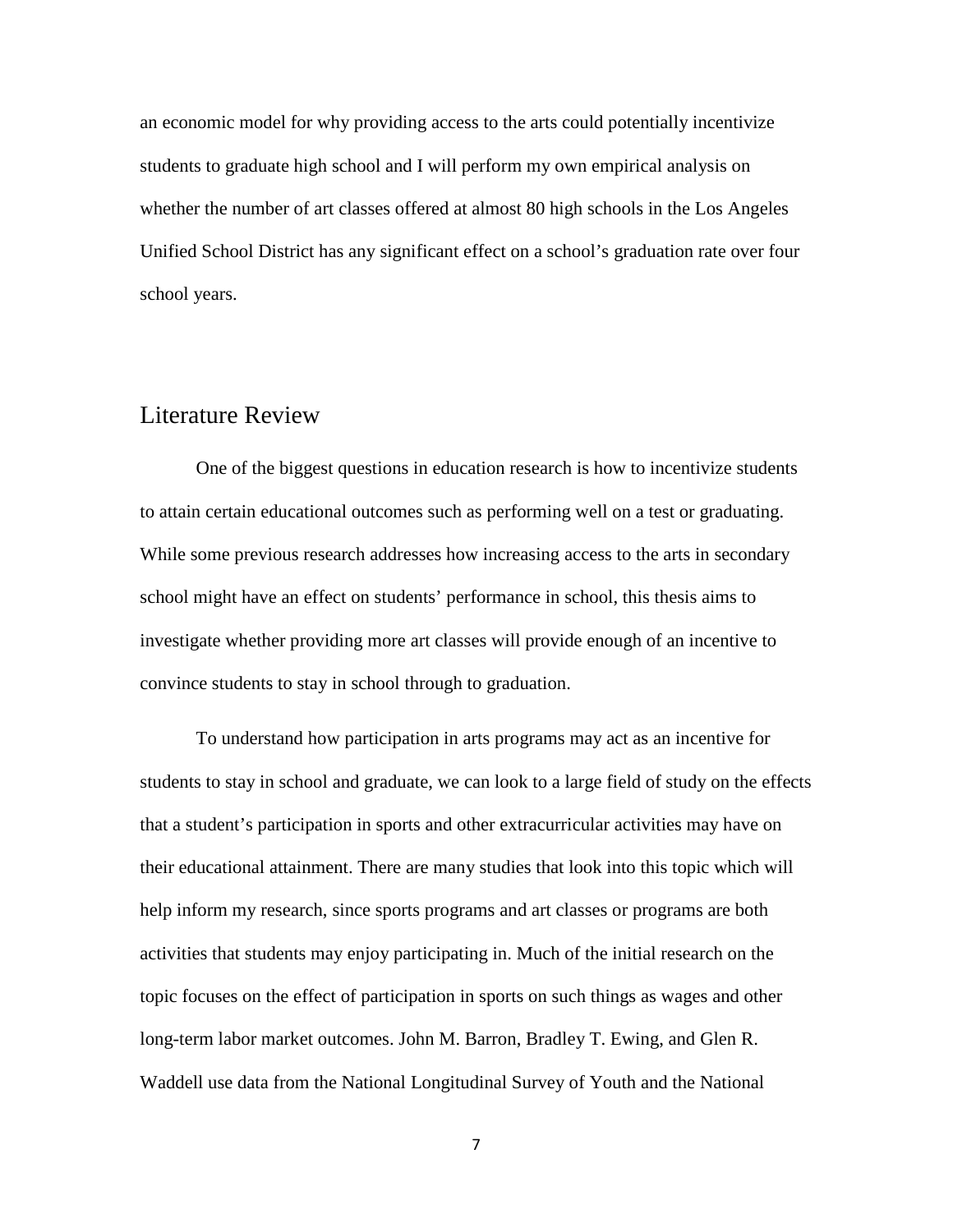an economic model for why providing access to the arts could potentially incentivize students to graduate high school and I will perform my own empirical analysis on whether the number of art classes offered at almost 80 high schools in the Los Angeles Unified School District has any significant effect on a school's graduation rate over four school years.

## Literature Review

One of the biggest questions in education research is how to incentivize students to attain certain educational outcomes such as performing well on a test or graduating. While some previous research addresses how increasing access to the arts in secondary school might have an effect on students' performance in school, this thesis aims to investigate whether providing more art classes will provide enough of an incentive to convince students to stay in school through to graduation.

To understand how participation in arts programs may act as an incentive for students to stay in school and graduate, we can look to a large field of study on the effects that a student's participation in sports and other extracurricular activities may have on their educational attainment. There are many studies that look into this topic which will help inform my research, since sports programs and art classes or programs are both activities that students may enjoy participating in. Much of the initial research on the topic focuses on the effect of participation in sports on such things as wages and other long-term labor market outcomes. John M. Barron, Bradley T. Ewing, and Glen R. Waddell use data from the National Longitudinal Survey of Youth and the National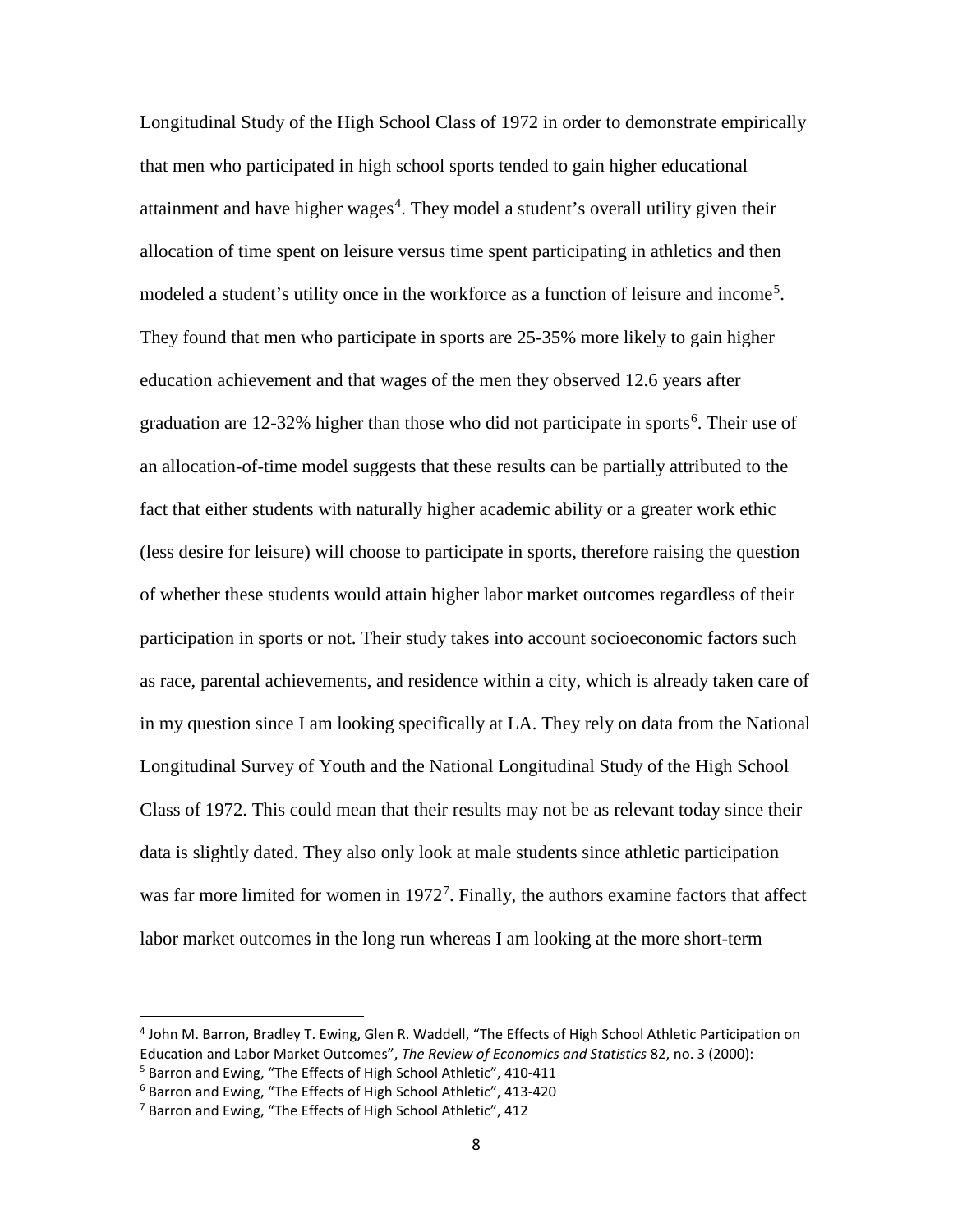Longitudinal Study of the High School Class of 1972 in order to demonstrate empirically that men who participated in high school sports tended to gain higher educational attainment and have higher wages[4]. They model a student's overall utility given their allocation of time spent on leisure versus time spent participating in athletics and then modeled a student's utility once in the workforce as a function of leisure and income[5]. They found that men who participate in sports are 25-35% more likely to gain higher education achievement and that wages of the men they observed 12.6 years after graduation are 12-32% higher than those who did not participate in sports[6]. Their use of an allocation-of-time model suggests that these results can be partially attributed to the fact that either students with naturally higher academic ability or a greater work ethic (less desire for leisure) will choose to participate in sports, therefore raising the question of whether these students would attain higher labor market outcomes regardless of their participation in sports or not. Their study takes into account socioeconomic factors such as race, parental achievements, and residence within a city, which is already taken care of in my question since I am looking specifically at LA. They rely on data from the National Longitudinal Survey of Youth and the National Longitudinal Study of the High School Class of 1972. This could mean that their results may not be as relevant today since their data is slightly dated. They also only look at male students since athletic participation was far more limited for women in 1972[7]. Finally, the authors examine factors that affect labor market outcomes in the long run whereas I am looking at the more short-term

---

[4] John M. Barron, Bradley T. Ewing, Glen R. Waddell, "The Effects of High School Athletic Participation on Education and Labor Market Outcomes", *The Review of Economics and Statistics* 82, no. 3 (2000):

[5] Barron and Ewing, "The Effects of High School Athletic", 410-411

[6] Barron and Ewing, "The Effects of High School Athletic", 413-420

[7] Barron and Ewing, "The Effects of High School Athletic", 412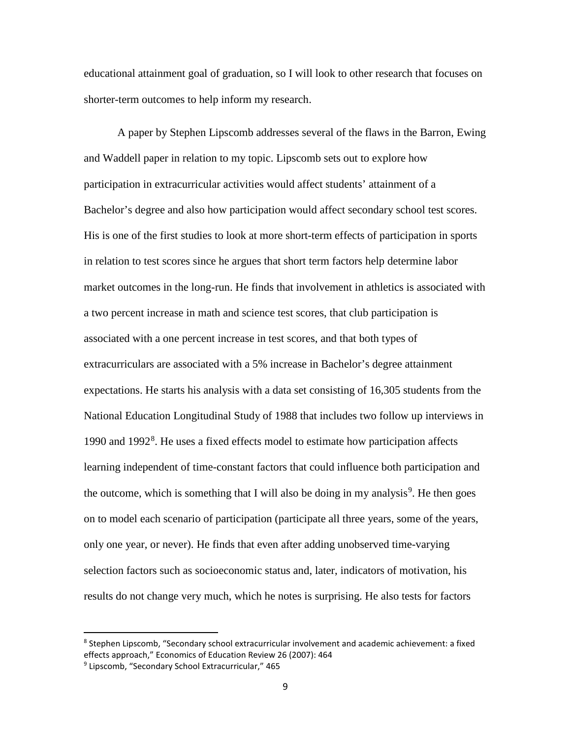educational attainment goal of graduation, so I will look to other research that focuses on shorter-term outcomes to help inform my research.

A paper by Stephen Lipscomb addresses several of the flaws in the Barron, Ewing and Waddell paper in relation to my topic. Lipscomb sets out to explore how participation in extracurricular activities would affect students' attainment of a Bachelor's degree and also how participation would affect secondary school test scores. His is one of the first studies to look at more short-term effects of participation in sports in relation to test scores since he argues that short term factors help determine labor market outcomes in the long-run. He finds that involvement in athletics is associated with a two percent increase in math and science test scores, that club participation is associated with a one percent increase in test scores, and that both types of extracurriculars are associated with a 5% increase in Bachelor's degree attainment expectations. He starts his analysis with a data set consisting of 16,305 students from the National Education Longitudinal Study of 1988 that includes two follow up interviews in 1990 and 1992[8]. He uses a fixed effects model to estimate how participation affects learning independent of time-constant factors that could influence both participation and the outcome, which is something that I will also be doing in my analysis[9]. He then goes on to model each scenario of participation (participate all three years, some of the years, only one year, or never). He finds that even after adding unobserved time-varying selection factors such as socioeconomic status and, later, indicators of motivation, his results do not change very much, which he notes is surprising. He also tests for factors

[8] Stephen Lipscomb, "Secondary school extracurricular involvement and academic achievement: a fixed effects approach," Economics of Education Review 26 (2007): 464

[9] Lipscomb, "Secondary School Extracurricular," 465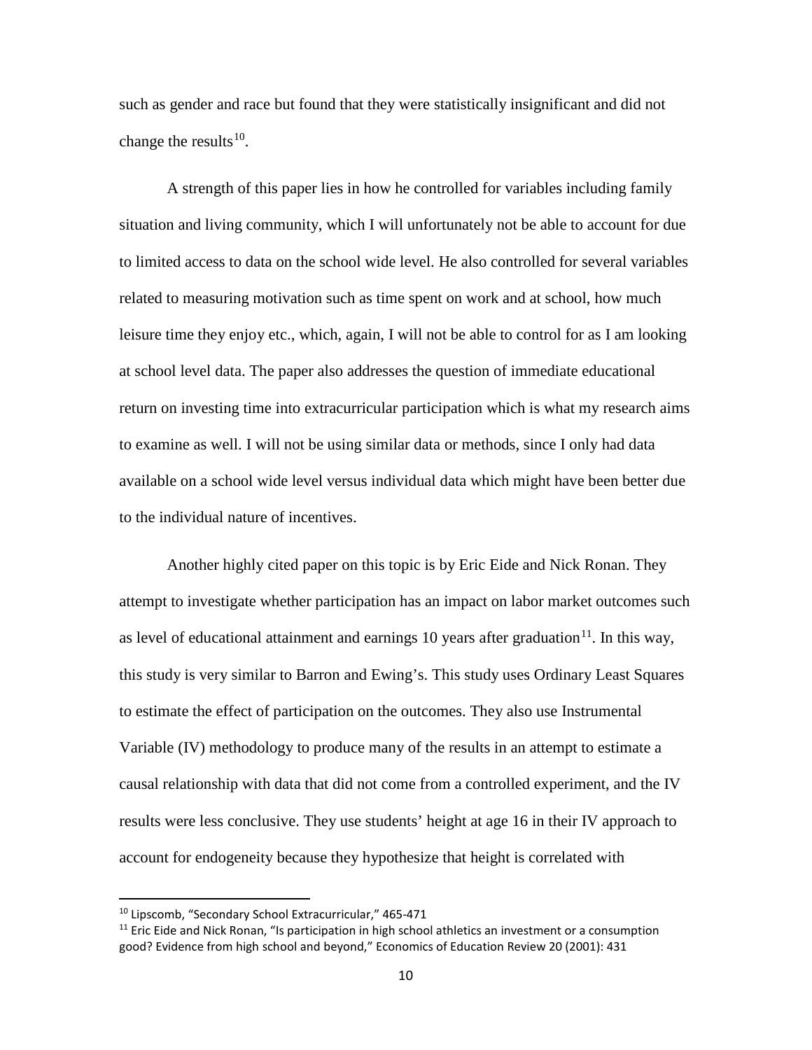such as gender and race but found that they were statistically insignificant and did not change the results[10].

A strength of this paper lies in how he controlled for variables including family situation and living community, which I will unfortunately not be able to account for due to limited access to data on the school wide level. He also controlled for several variables related to measuring motivation such as time spent on work and at school, how much leisure time they enjoy etc., which, again, I will not be able to control for as I am looking at school level data. The paper also addresses the question of immediate educational return on investing time into extracurricular participation which is what my research aims to examine as well. I will not be using similar data or methods, since I only had data available on a school wide level versus individual data which might have been better due to the individual nature of incentives.

Another highly cited paper on this topic is by Eric Eide and Nick Ronan. They attempt to investigate whether participation has an impact on labor market outcomes such as level of educational attainment and earnings 10 years after graduation[11]. In this way, this study is very similar to Barron and Ewing's. This study uses Ordinary Least Squares to estimate the effect of participation on the outcomes. They also use Instrumental Variable (IV) methodology to produce many of the results in an attempt to estimate a causal relationship with data that did not come from a controlled experiment, and the IV results were less conclusive. They use students' height at age 16 in their IV approach to account for endogeneity because they hypothesize that height is correlated with

---

[10] Lipscomb, "Secondary School Extracurricular," 465-471

[11] Eric Eide and Nick Ronan, "Is participation in high school athletics an investment or a consumption good? Evidence from high school and beyond," Economics of Education Review 20 (2001): 431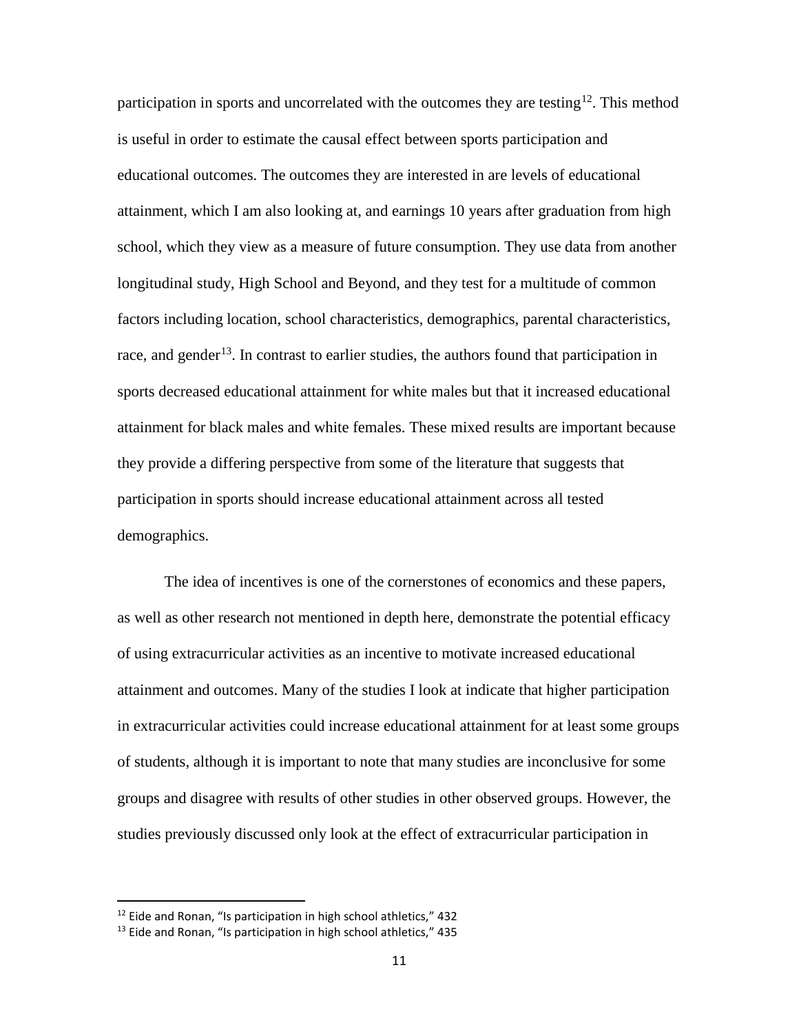participation in sports and uncorrelated with the outcomes they are testing[12]. This method is useful in order to estimate the causal effect between sports participation and educational outcomes. The outcomes they are interested in are levels of educational attainment, which I am also looking at, and earnings 10 years after graduation from high school, which they view as a measure of future consumption. They use data from another longitudinal study, High School and Beyond, and they test for a multitude of common factors including location, school characteristics, demographics, parental characteristics, race, and gender[13]. In contrast to earlier studies, the authors found that participation in sports decreased educational attainment for white males but that it increased educational attainment for black males and white females. These mixed results are important because they provide a differing perspective from some of the literature that suggests that participation in sports should increase educational attainment across all tested demographics.

The idea of incentives is one of the cornerstones of economics and these papers, as well as other research not mentioned in depth here, demonstrate the potential efficacy of using extracurricular activities as an incentive to motivate increased educational attainment and outcomes. Many of the studies I look at indicate that higher participation in extracurricular activities could increase educational attainment for at least some groups of students, although it is important to note that many studies are inconclusive for some groups and disagree with results of other studies in other observed groups. However, the studies previously discussed only look at the effect of extracurricular participation in

[12] Eide and Ronan, "Is participation in high school athletics," 432

[13] Eide and Ronan, "Is participation in high school athletics," 435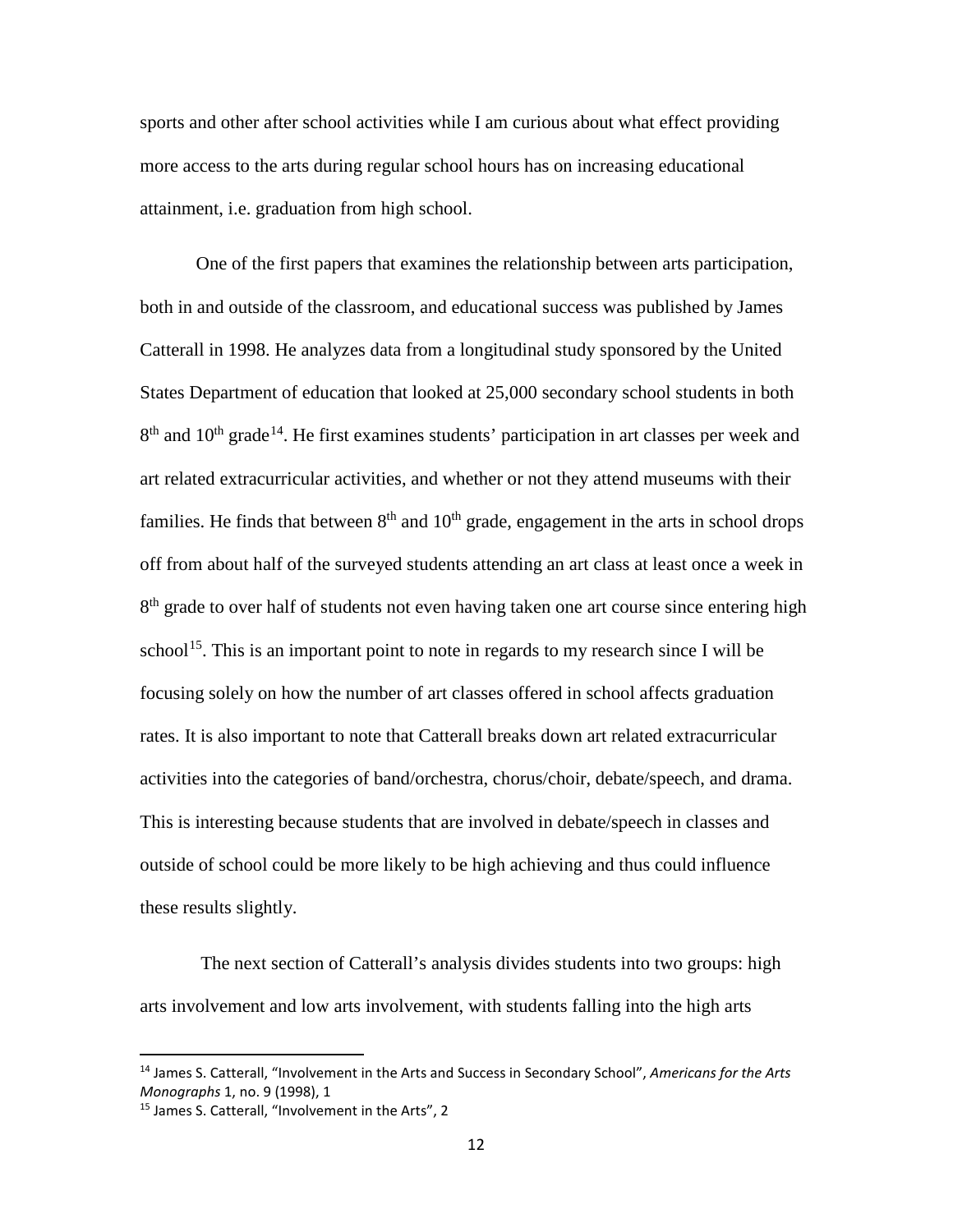sports and other after school activities while I am curious about what effect providing more access to the arts during regular school hours has on increasing educational attainment, i.e. graduation from high school.

One of the first papers that examines the relationship between arts participation, both in and outside of the classroom, and educational success was published by James Catterall in 1998. He analyzes data from a longitudinal study sponsored by the United States Department of education that looked at 25,000 secondary school students in both $8^{th}$ and $10^{th}$ grade[14]. He first examines students' participation in art classes per week and art related extracurricular activities, and whether or not they attend museums with their families. He finds that between $8^{th}$ and $10^{th}$ grade, engagement in the arts in school drops off from about half of the surveyed students attending an art class at least once a week in $8^{th}$ grade to over half of students not even having taken one art course since entering high school[15]. This is an important point to note in regards to my research since I will be focusing solely on how the number of art classes offered in school affects graduation rates. It is also important to note that Catterall breaks down art related extracurricular activities into the categories of band/orchestra, chorus/choir, debate/speech, and drama. This is interesting because students that are involved in debate/speech in classes and outside of school could be more likely to be high achieving and thus could influence these results slightly.

The next section of Catterall's analysis divides students into two groups: high arts involvement and low arts involvement, with students falling into the high arts

---

[14] James S. Catterall, "Involvement in the Arts and Success in Secondary School", *Americans for the Arts Monographs* 1, no. 9 (1998), 1

[15] James S. Catterall, "Involvement in the Arts", 2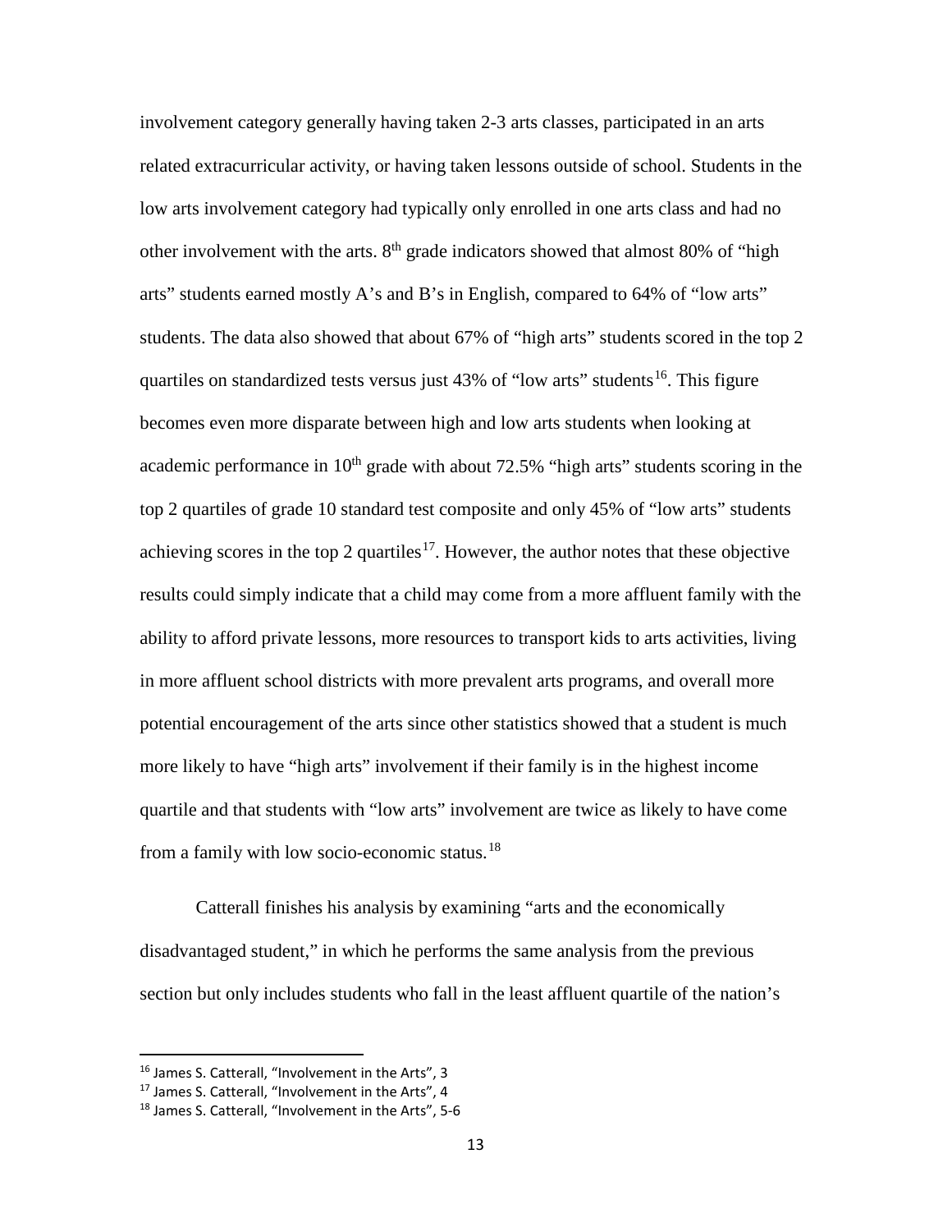involvement category generally having taken 2-3 arts classes, participated in an arts related extracurricular activity, or having taken lessons outside of school. Students in the low arts involvement category had typically only enrolled in one arts class and had no other involvement with the arts. 8th grade indicators showed that almost 80% of "high arts" students earned mostly A's and B's in English, compared to 64% of "low arts" students. The data also showed that about 67% of "high arts" students scored in the top 2 quartiles on standardized tests versus just 43% of "low arts" students[16]. This figure becomes even more disparate between high and low arts students when looking at academic performance in 10th grade with about 72.5% "high arts" students scoring in the top 2 quartiles of grade 10 standard test composite and only 45% of "low arts" students achieving scores in the top 2 quartiles[17]. However, the author notes that these objective results could simply indicate that a child may come from a more affluent family with the ability to afford private lessons, more resources to transport kids to arts activities, living in more affluent school districts with more prevalent arts programs, and overall more potential encouragement of the arts since other statistics showed that a student is much more likely to have "high arts" involvement if their family is in the highest income quartile and that students with "low arts" involvement are twice as likely to have come from a family with low socio-economic status.[18]

Catterall finishes his analysis by examining "arts and the economically disadvantaged student," in which he performs the same analysis from the previous section but only includes students who fall in the least affluent quartile of the nation's

[16] James S. Catterall, "Involvement in the Arts", 3

[17] James S. Catterall, "Involvement in the Arts", 4

[18] James S. Catterall, "Involvement in the Arts", 5-6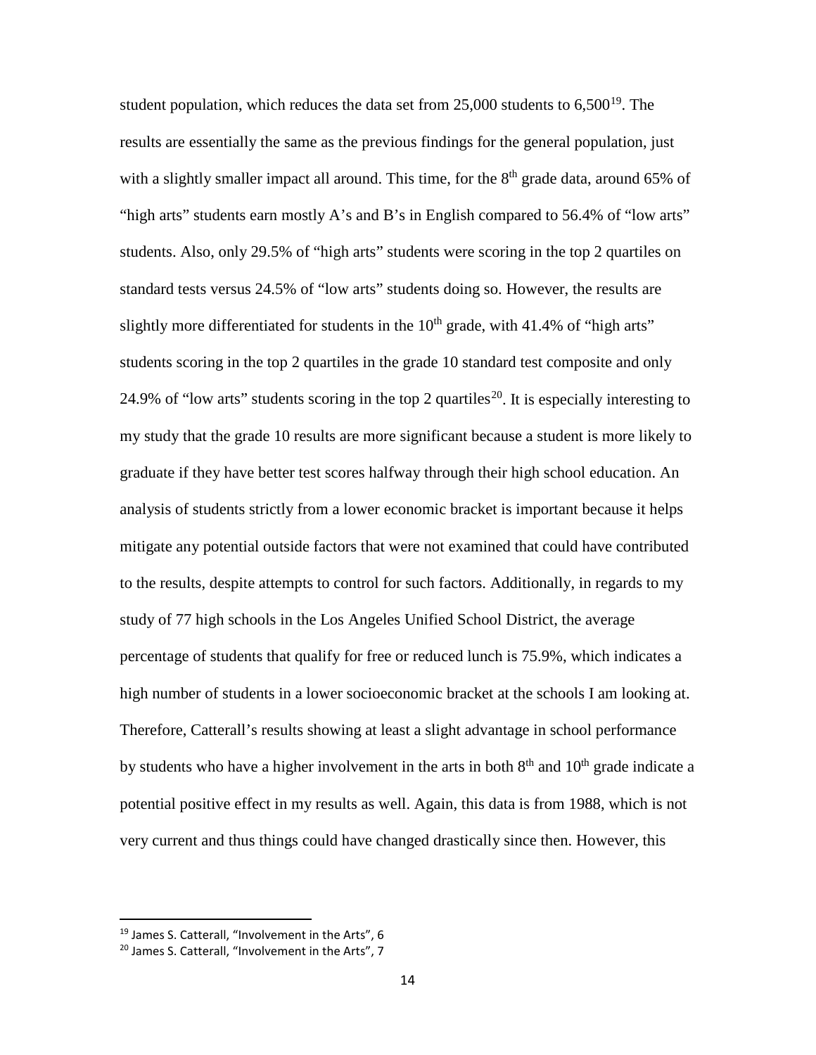student population, which reduces the data set from 25,000 students to 6,500[19]. The results are essentially the same as the previous findings for the general population, just with a slightly smaller impact all around. This time, for the 8th grade data, around 65% of "high arts" students earn mostly A's and B's in English compared to 56.4% of "low arts" students. Also, only 29.5% of "high arts" students were scoring in the top 2 quartiles on standard tests versus 24.5% of "low arts" students doing so. However, the results are slightly more differentiated for students in the 10th grade, with 41.4% of "high arts" students scoring in the top 2 quartiles in the grade 10 standard test composite and only 24.9% of "low arts" students scoring in the top 2 quartiles[20]. It is especially interesting to my study that the grade 10 results are more significant because a student is more likely to graduate if they have better test scores halfway through their high school education. An analysis of students strictly from a lower economic bracket is important because it helps mitigate any potential outside factors that were not examined that could have contributed to the results, despite attempts to control for such factors. Additionally, in regards to my study of 77 high schools in the Los Angeles Unified School District, the average percentage of students that qualify for free or reduced lunch is 75.9%, which indicates a high number of students in a lower socioeconomic bracket at the schools I am looking at. Therefore, Catterall's results showing at least a slight advantage in school performance by students who have a higher involvement in the arts in both 8th and 10th grade indicate a potential positive effect in my results as well. Again, this data is from 1988, which is not very current and thus things could have changed drastically since then. However, this

[19] James S. Catterall, "Involvement in the Arts", 6

[20] James S. Catterall, "Involvement in the Arts", 7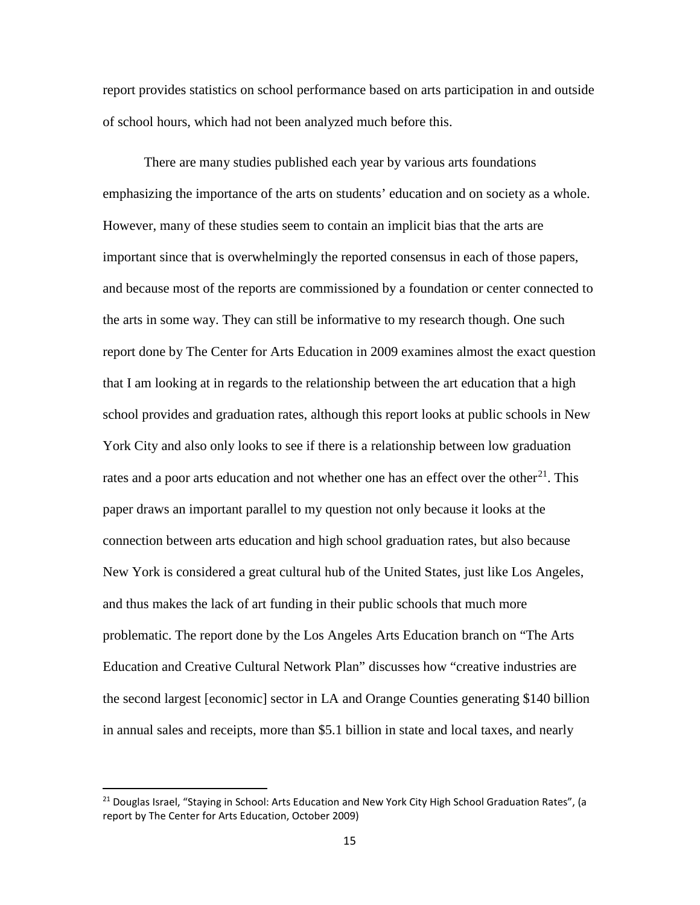report provides statistics on school performance based on arts participation in and outside of school hours, which had not been analyzed much before this.

There are many studies published each year by various arts foundations emphasizing the importance of the arts on students' education and on society as a whole. However, many of these studies seem to contain an implicit bias that the arts are important since that is overwhelmingly the reported consensus in each of those papers, and because most of the reports are commissioned by a foundation or center connected to the arts in some way. They can still be informative to my research though. One such report done by The Center for Arts Education in 2009 examines almost the exact question that I am looking at in regards to the relationship between the art education that a high school provides and graduation rates, although this report looks at public schools in New York City and also only looks to see if there is a relationship between low graduation rates and a poor arts education and not whether one has an effect over the other[21]. This paper draws an important parallel to my question not only because it looks at the connection between arts education and high school graduation rates, but also because New York is considered a great cultural hub of the United States, just like Los Angeles, and thus makes the lack of art funding in their public schools that much more problematic. The report done by the Los Angeles Arts Education branch on "The Arts Education and Creative Cultural Network Plan" discusses how "creative industries are the second largest [economic] sector in LA and Orange Counties generating $140 billion in annual sales and receipts, more than $5.1 billion in state and local taxes, and nearly

---

[21] Douglas Israel, "Staying in School: Arts Education and New York City High School Graduation Rates", (a report by The Center for Arts Education, October 2009)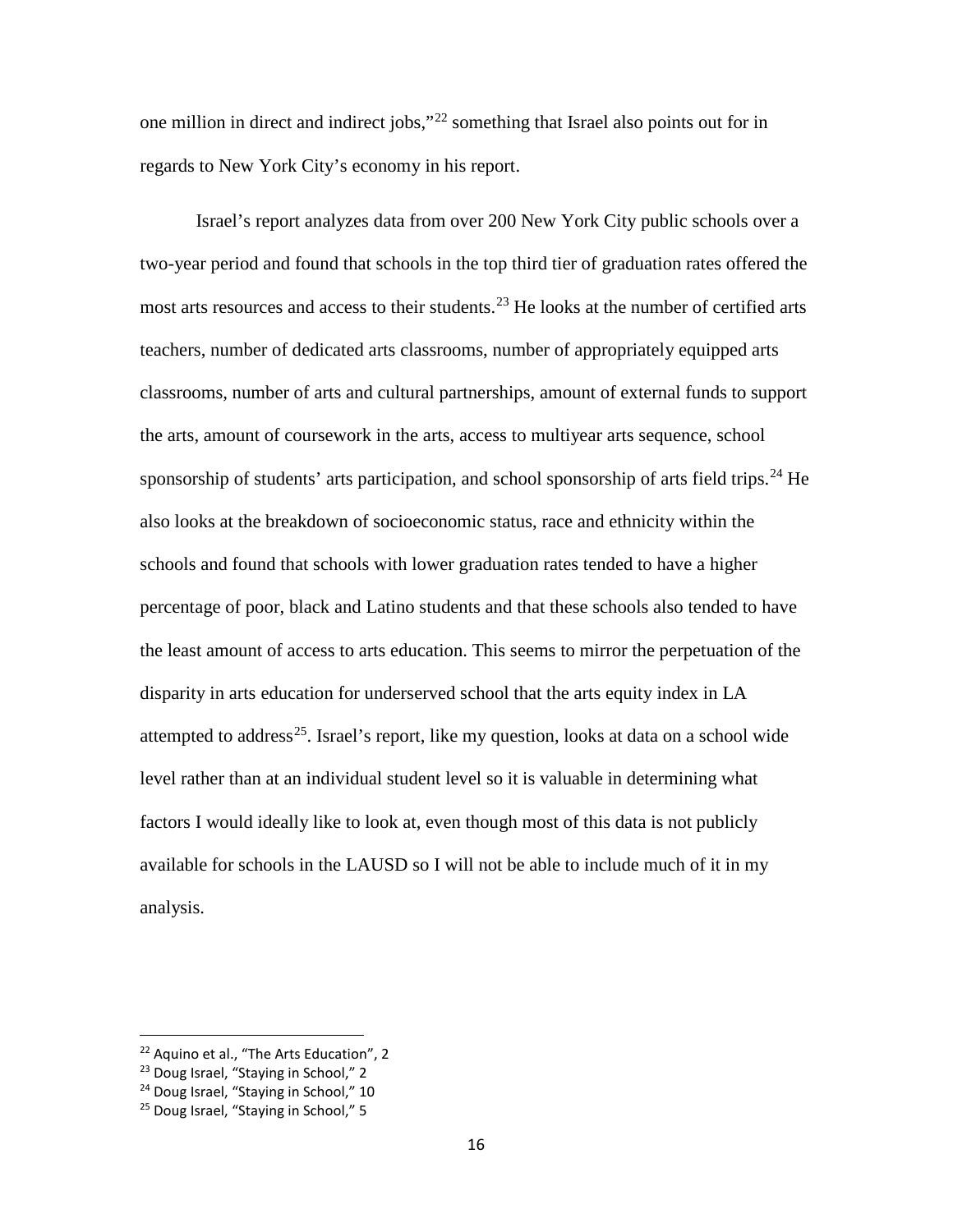one million in direct and indirect jobs,"[22] something that Israel also points out for in regards to New York City's economy in his report.

Israel's report analyzes data from over 200 New York City public schools over a two-year period and found that schools in the top third tier of graduation rates offered the most arts resources and access to their students.[23] He looks at the number of certified arts teachers, number of dedicated arts classrooms, number of appropriately equipped arts classrooms, number of arts and cultural partnerships, amount of external funds to support the arts, amount of coursework in the arts, access to multiyear arts sequence, school sponsorship of students' arts participation, and school sponsorship of arts field trips.[24] He also looks at the breakdown of socioeconomic status, race and ethnicity within the schools and found that schools with lower graduation rates tended to have a higher percentage of poor, black and Latino students and that these schools also tended to have the least amount of access to arts education. This seems to mirror the perpetuation of the disparity in arts education for underserved school that the arts equity index in LA attempted to address[25]. Israel's report, like my question, looks at data on a school wide level rather than at an individual student level so it is valuable in determining what factors I would ideally like to look at, even though most of this data is not publicly available for schools in the LAUSD so I will not be able to include much of it in my analysis.

---

[22] Aquino et al., "The Arts Education", 2

[23] Doug Israel, "Staying in School," 2

[24] Doug Israel, "Staying in School," 10

[25] Doug Israel, "Staying in School," 5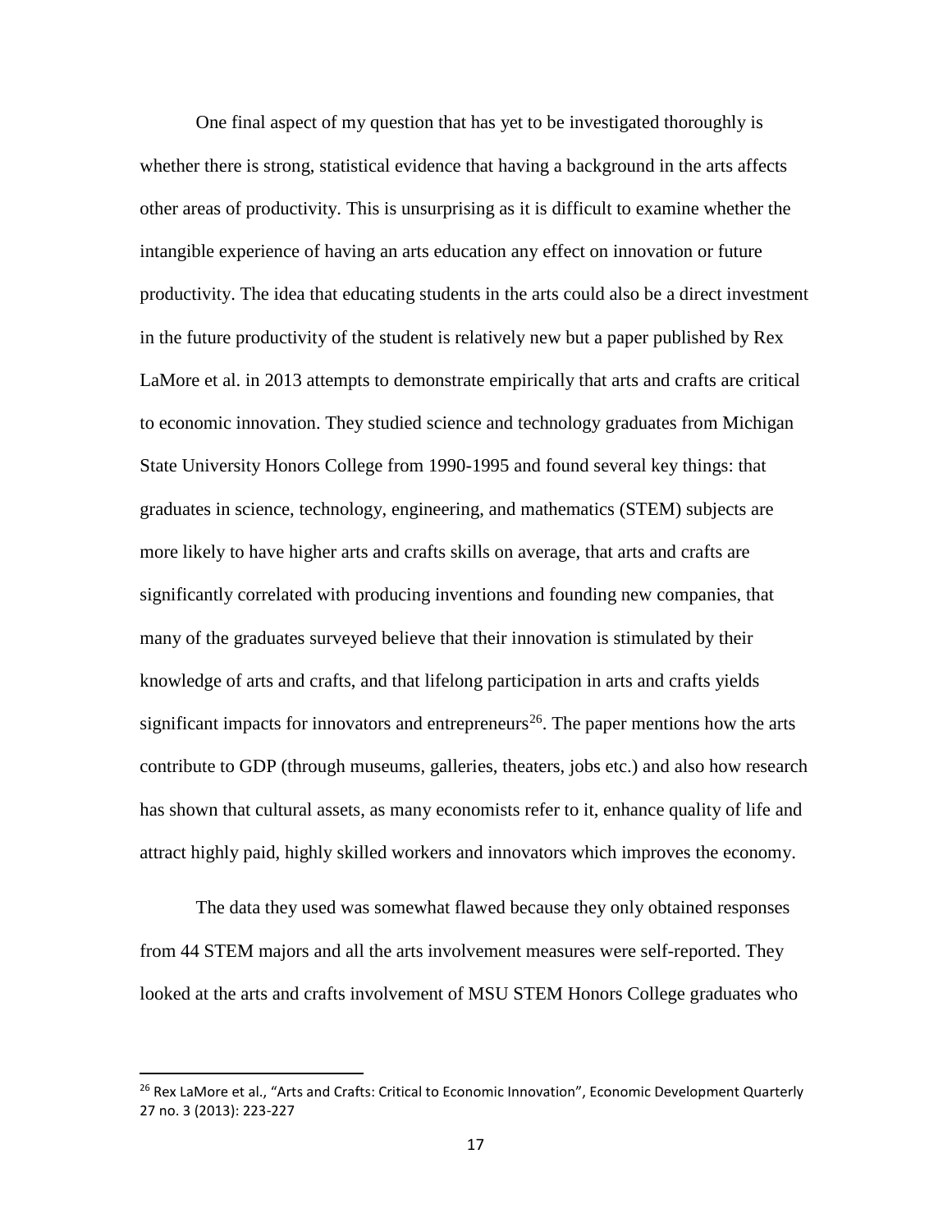One final aspect of my question that has yet to be investigated thoroughly is whether there is strong, statistical evidence that having a background in the arts affects other areas of productivity. This is unsurprising as it is difficult to examine whether the intangible experience of having an arts education any effect on innovation or future productivity. The idea that educating students in the arts could also be a direct investment in the future productivity of the student is relatively new but a paper published by Rex LaMore et al. in 2013 attempts to demonstrate empirically that arts and crafts are critical to economic innovation. They studied science and technology graduates from Michigan State University Honors College from 1990-1995 and found several key things: that graduates in science, technology, engineering, and mathematics (STEM) subjects are more likely to have higher arts and crafts skills on average, that arts and crafts are significantly correlated with producing inventions and founding new companies, that many of the graduates surveyed believe that their innovation is stimulated by their knowledge of arts and crafts, and that lifelong participation in arts and crafts yields significant impacts for innovators and entrepreneurs[26]. The paper mentions how the arts contribute to GDP (through museums, galleries, theaters, jobs etc.) and also how research has shown that cultural assets, as many economists refer to it, enhance quality of life and attract highly paid, highly skilled workers and innovators which improves the economy.

The data they used was somewhat flawed because they only obtained responses from 44 STEM majors and all the arts involvement measures were self-reported. They looked at the arts and crafts involvement of MSU STEM Honors College graduates who

---

[26] Rex LaMore et al., "Arts and Crafts: Critical to Economic Innovation", Economic Development Quarterly 27 no. 3 (2013): 223-227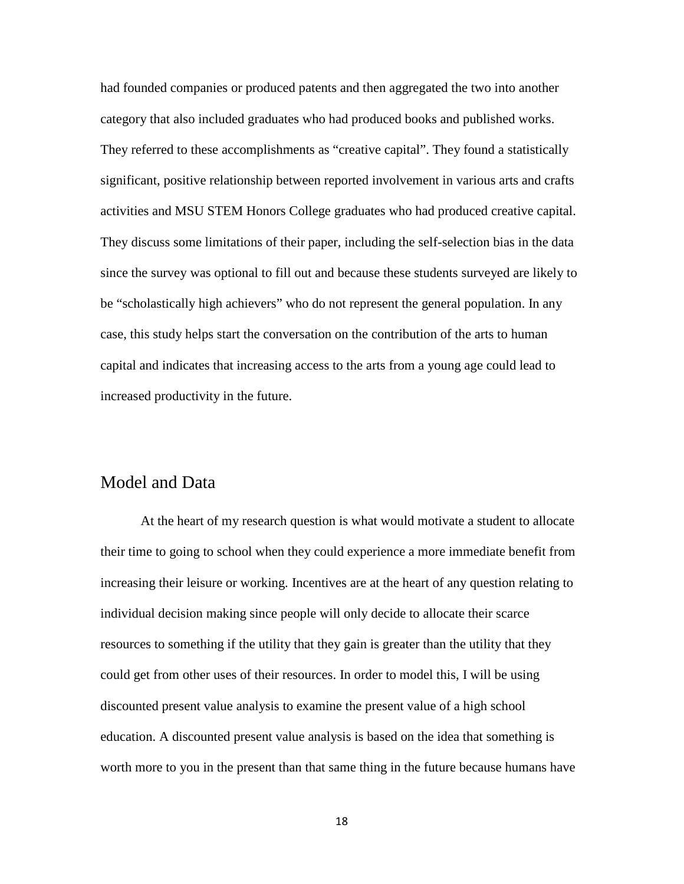had founded companies or produced patents and then aggregated the two into another category that also included graduates who had produced books and published works. They referred to these accomplishments as "creative capital". They found a statistically significant, positive relationship between reported involvement in various arts and crafts activities and MSU STEM Honors College graduates who had produced creative capital. They discuss some limitations of their paper, including the self-selection bias in the data since the survey was optional to fill out and because these students surveyed are likely to be "scholastically high achievers" who do not represent the general population. In any case, this study helps start the conversation on the contribution of the arts to human capital and indicates that increasing access to the arts from a young age could lead to increased productivity in the future.

## Model and Data

At the heart of my research question is what would motivate a student to allocate their time to going to school when they could experience a more immediate benefit from increasing their leisure or working. Incentives are at the heart of any question relating to individual decision making since people will only decide to allocate their scarce resources to something if the utility that they gain is greater than the utility that they could get from other uses of their resources. In order to model this, I will be using discounted present value analysis to examine the present value of a high school education. A discounted present value analysis is based on the idea that something is worth more to you in the present than that same thing in the future because humans have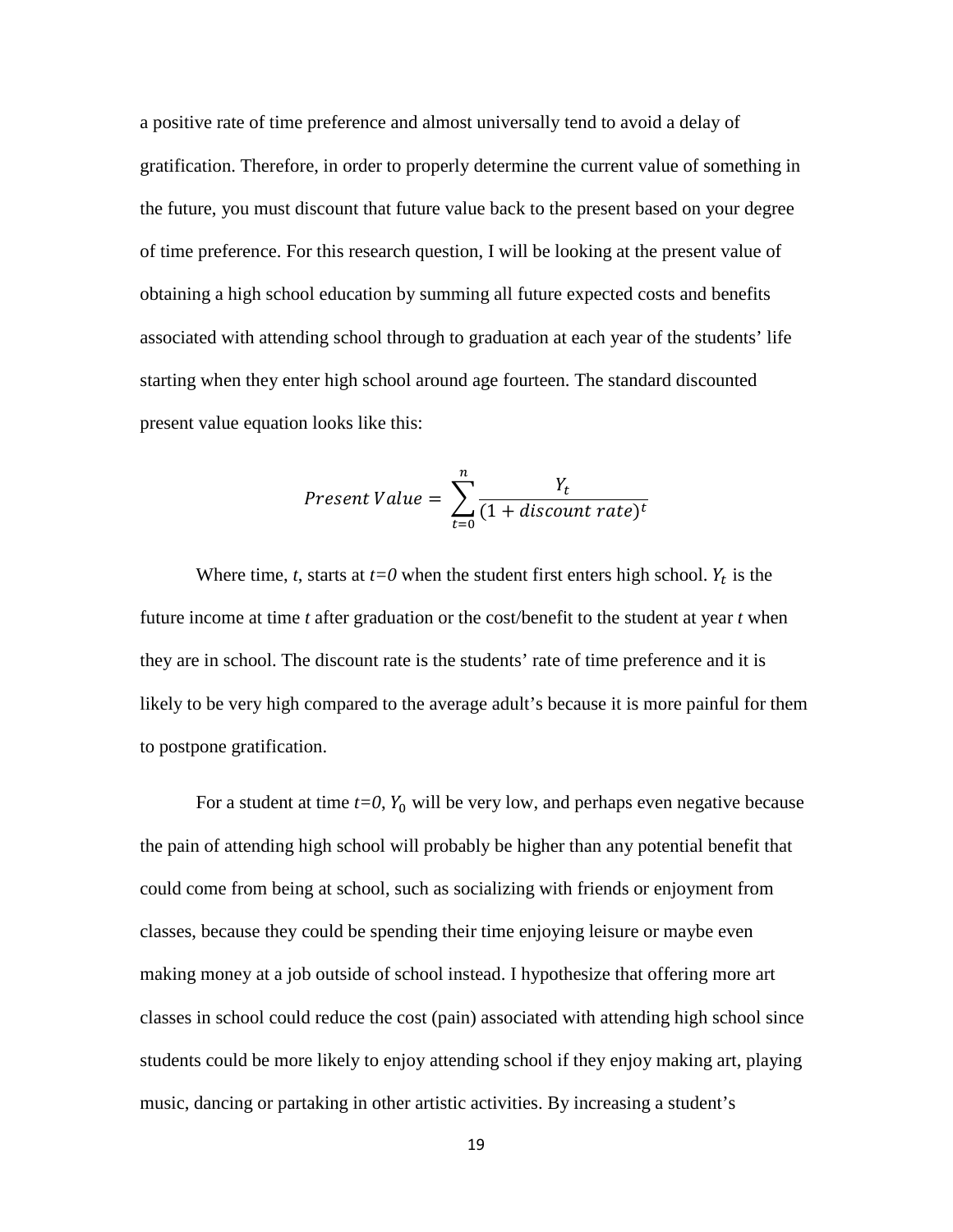a positive rate of time preference and almost universally tend to avoid a delay of gratification. Therefore, in order to properly determine the current value of something in the future, you must discount that future value back to the present based on your degree of time preference. For this research question, I will be looking at the present value of obtaining a high school education by summing all future expected costs and benefits associated with attending school through to graduation at each year of the students' life starting when they enter high school around age fourteen. The standard discounted present value equation looks like this:

$$Present\ Value = \sum_{t=0}^{n} \frac{Y_t}{(1 + discount\ rate)^t}$$

Where time, *t*, starts at *t=0* when the student first enters high school. $Y_t$ is the future income at time *t* after graduation or the cost/benefit to the student at year *t* when they are in school. The discount rate is the students' rate of time preference and it is likely to be very high compared to the average adult's because it is more painful for them to postpone gratification.

For a student at time *t=0*, $Y_0$ will be very low, and perhaps even negative because the pain of attending high school will probably be higher than any potential benefit that could come from being at school, such as socializing with friends or enjoyment from classes, because they could be spending their time enjoying leisure or maybe even making money at a job outside of school instead. I hypothesize that offering more art classes in school could reduce the cost (pain) associated with attending high school since students could be more likely to enjoy attending school if they enjoy making art, playing music, dancing or partaking in other artistic activities. By increasing a student's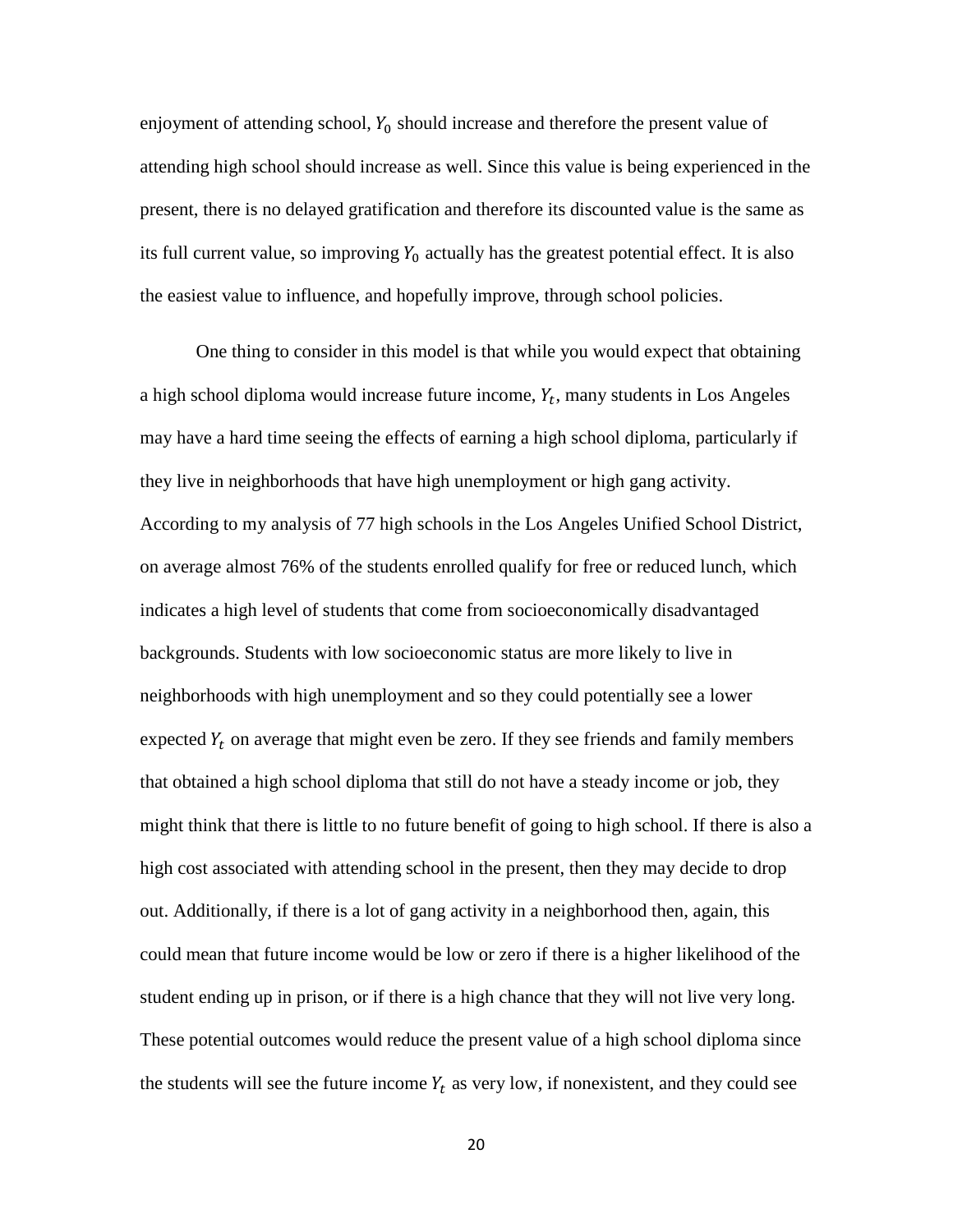enjoyment of attending school, $Y_0$ should increase and therefore the present value of attending high school should increase as well. Since this value is being experienced in the present, there is no delayed gratification and therefore its discounted value is the same as its full current value, so improving $Y_0$ actually has the greatest potential effect. It is also the easiest value to influence, and hopefully improve, through school policies.

One thing to consider in this model is that while you would expect that obtaining a high school diploma would increase future income, $Y_t$, many students in Los Angeles may have a hard time seeing the effects of earning a high school diploma, particularly if they live in neighborhoods that have high unemployment or high gang activity. According to my analysis of 77 high schools in the Los Angeles Unified School District, on average almost 76% of the students enrolled qualify for free or reduced lunch, which indicates a high level of students that come from socioeconomically disadvantaged backgrounds. Students with low socioeconomic status are more likely to live in neighborhoods with high unemployment and so they could potentially see a lower expected $Y_t$ on average that might even be zero. If they see friends and family members that obtained a high school diploma that still do not have a steady income or job, they might think that there is little to no future benefit of going to high school. If there is also a high cost associated with attending school in the present, then they may decide to drop out. Additionally, if there is a lot of gang activity in a neighborhood then, again, this could mean that future income would be low or zero if there is a higher likelihood of the student ending up in prison, or if there is a high chance that they will not live very long. These potential outcomes would reduce the present value of a high school diploma since the students will see the future income $Y_t$ as very low, if nonexistent, and they could see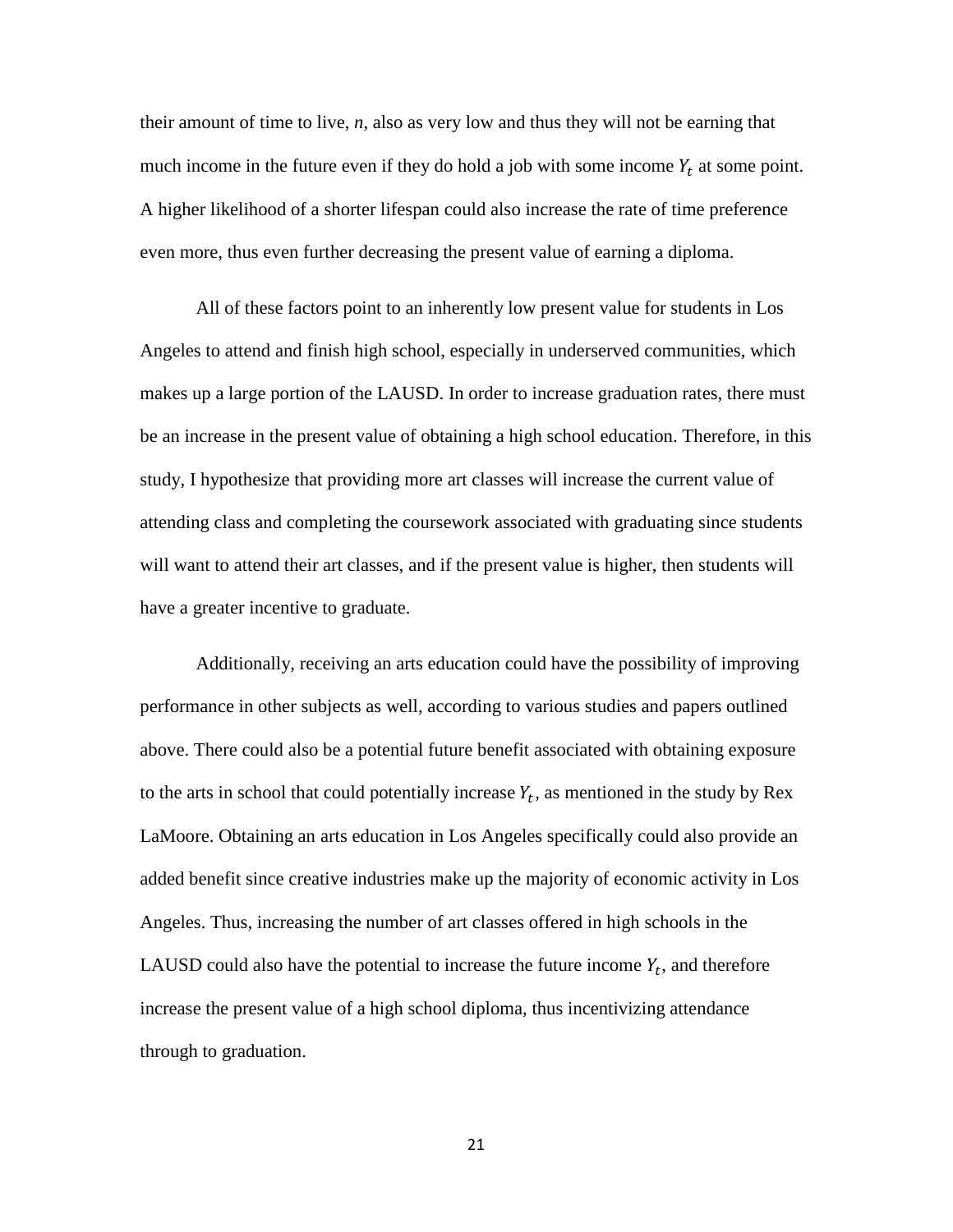their amount of time to live, *n*, also as very low and thus they will not be earning that much income in the future even if they do hold a job with some income $Y_t$ at some point. A higher likelihood of a shorter lifespan could also increase the rate of time preference even more, thus even further decreasing the present value of earning a diploma.

All of these factors point to an inherently low present value for students in Los Angeles to attend and finish high school, especially in underserved communities, which makes up a large portion of the LAUSD. In order to increase graduation rates, there must be an increase in the present value of obtaining a high school education. Therefore, in this study, I hypothesize that providing more art classes will increase the current value of attending class and completing the coursework associated with graduating since students will want to attend their art classes, and if the present value is higher, then students will have a greater incentive to graduate.

Additionally, receiving an arts education could have the possibility of improving performance in other subjects as well, according to various studies and papers outlined above. There could also be a potential future benefit associated with obtaining exposure to the arts in school that could potentially increase $Y_t$, as mentioned in the study by Rex LaMoore. Obtaining an arts education in Los Angeles specifically could also provide an added benefit since creative industries make up the majority of economic activity in Los Angeles. Thus, increasing the number of art classes offered in high schools in the LAUSD could also have the potential to increase the future income $Y_t$, and therefore increase the present value of a high school diploma, thus incentivizing attendance through to graduation.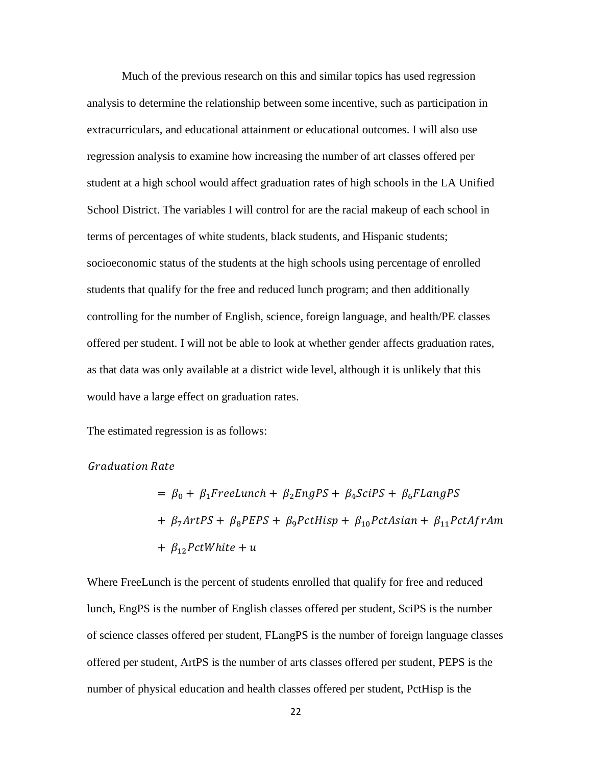Much of the previous research on this and similar topics has used regression analysis to determine the relationship between some incentive, such as participation in extracurriculars, and educational attainment or educational outcomes. I will also use regression analysis to examine how increasing the number of art classes offered per student at a high school would affect graduation rates of high schools in the LA Unified School District. The variables I will control for are the racial makeup of each school in terms of percentages of white students, black students, and Hispanic students; socioeconomic status of the students at the high schools using percentage of enrolled students that qualify for the free and reduced lunch program; and then additionally controlling for the number of English, science, foreign language, and health/PE classes offered per student. I will not be able to look at whether gender affects graduation rates, as that data was only available at a district wide level, although it is unlikely that this would have a large effect on graduation rates.

The estimated regression is as follows:

$$
\begin{aligned}
Graduation\ Rate &= \beta_0 + \beta_1 FreeLunch + \beta_2 EngPS + \beta_4 SciPS + \beta_6 FLangPS \\
&+ \beta_7 ArtPS + \beta_8 PEPS + \beta_9 PctHisp + \beta_{10} PctAsian + \beta_{11} PctAfrAm \\
&+ \beta_{12} PctWhite + u
\end{aligned}
$$

Where FreeLunch is the percent of students enrolled that qualify for free and reduced lunch, EngPS is the number of English classes offered per student, SciPS is the number of science classes offered per student, FLangPS is the number of foreign language classes offered per student, ArtPS is the number of arts classes offered per student, PEPS is the number of physical education and health classes offered per student, PctHisp is the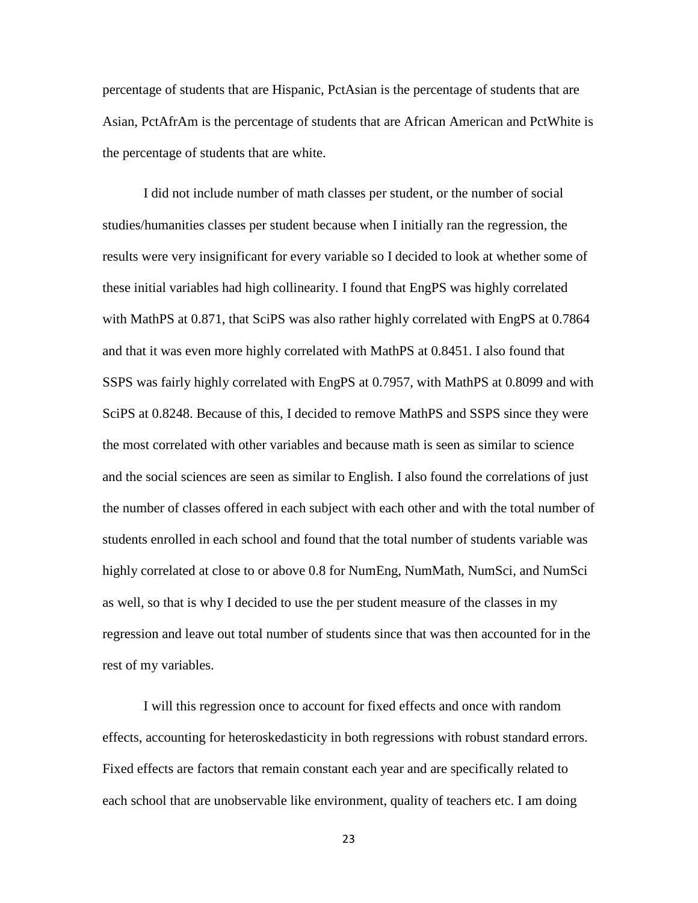percentage of students that are Hispanic, PctAsian is the percentage of students that are Asian, PctAfrAm is the percentage of students that are African American and PctWhite is the percentage of students that are white.

I did not include number of math classes per student, or the number of social studies/humanities classes per student because when I initially ran the regression, the results were very insignificant for every variable so I decided to look at whether some of these initial variables had high collinearity. I found that EngPS was highly correlated with MathPS at 0.871, that SciPS was also rather highly correlated with EngPS at 0.7864 and that it was even more highly correlated with MathPS at 0.8451. I also found that SSPS was fairly highly correlated with EngPS at 0.7957, with MathPS at 0.8099 and with SciPS at 0.8248. Because of this, I decided to remove MathPS and SSPS since they were the most correlated with other variables and because math is seen as similar to science and the social sciences are seen as similar to English. I also found the correlations of just the number of classes offered in each subject with each other and with the total number of students enrolled in each school and found that the total number of students variable was highly correlated at close to or above 0.8 for NumEng, NumMath, NumSci, and NumSci as well, so that is why I decided to use the per student measure of the classes in my regression and leave out total number of students since that was then accounted for in the rest of my variables.

I will this regression once to account for fixed effects and once with random effects, accounting for heteroskedasticity in both regressions with robust standard errors. Fixed effects are factors that remain constant each year and are specifically related to each school that are unobservable like environment, quality of teachers etc. I am doing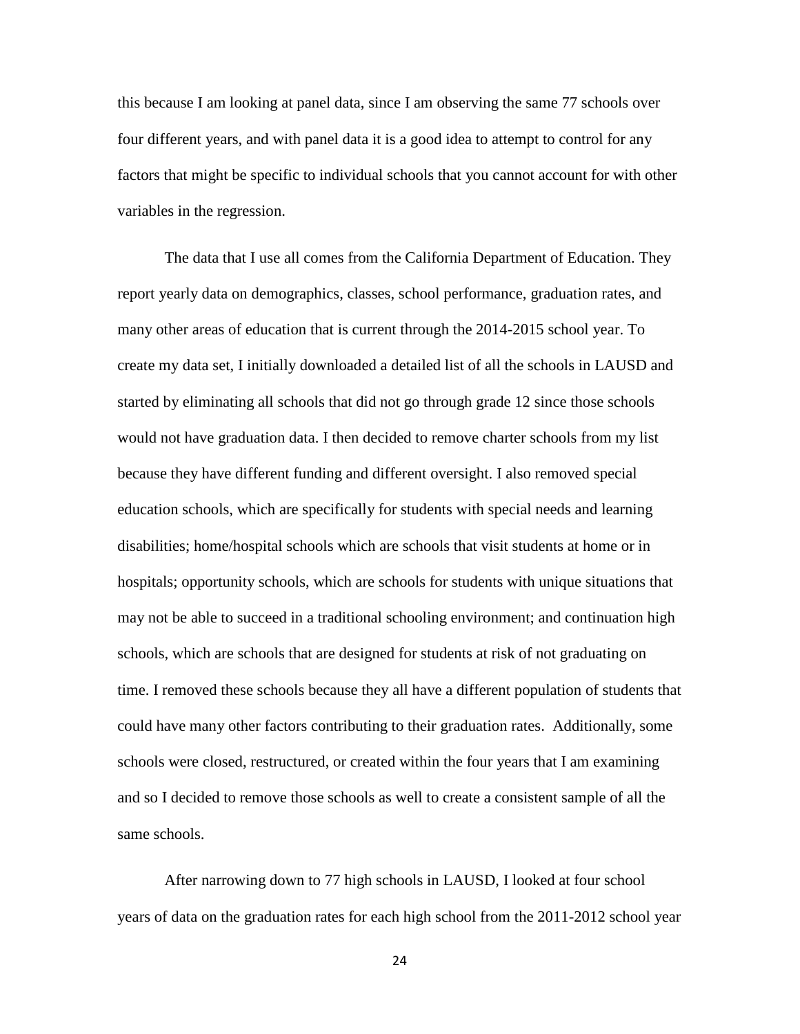this because I am looking at panel data, since I am observing the same 77 schools over four different years, and with panel data it is a good idea to attempt to control for any factors that might be specific to individual schools that you cannot account for with other variables in the regression.

The data that I use all comes from the California Department of Education. They report yearly data on demographics, classes, school performance, graduation rates, and many other areas of education that is current through the 2014-2015 school year. To create my data set, I initially downloaded a detailed list of all the schools in LAUSD and started by eliminating all schools that did not go through grade 12 since those schools would not have graduation data. I then decided to remove charter schools from my list because they have different funding and different oversight. I also removed special education schools, which are specifically for students with special needs and learning disabilities; home/hospital schools which are schools that visit students at home or in hospitals; opportunity schools, which are schools for students with unique situations that may not be able to succeed in a traditional schooling environment; and continuation high schools, which are schools that are designed for students at risk of not graduating on time. I removed these schools because they all have a different population of students that could have many other factors contributing to their graduation rates. Additionally, some schools were closed, restructured, or created within the four years that I am examining and so I decided to remove those schools as well to create a consistent sample of all the same schools.

After narrowing down to 77 high schools in LAUSD, I looked at four school years of data on the graduation rates for each high school from the 2011-2012 school year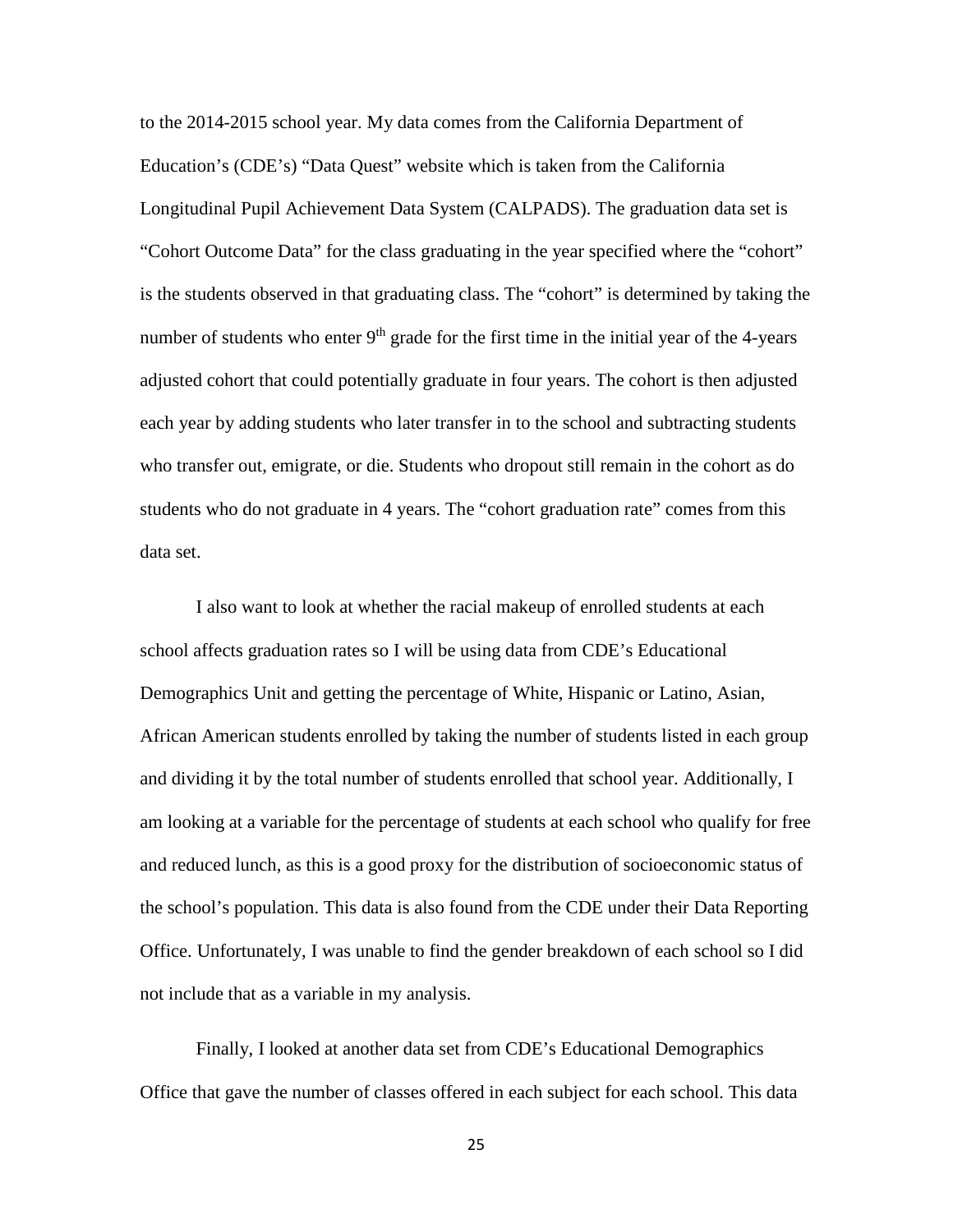to the 2014-2015 school year. My data comes from the California Department of Education's (CDE's) "Data Quest" website which is taken from the California Longitudinal Pupil Achievement Data System (CALPADS). The graduation data set is "Cohort Outcome Data" for the class graduating in the year specified where the "cohort" is the students observed in that graduating class. The "cohort" is determined by taking the number of students who enter 9th grade for the first time in the initial year of the 4-years adjusted cohort that could potentially graduate in four years. The cohort is then adjusted each year by adding students who later transfer in to the school and subtracting students who transfer out, emigrate, or die. Students who dropout still remain in the cohort as do students who do not graduate in 4 years. The "cohort graduation rate" comes from this data set.

I also want to look at whether the racial makeup of enrolled students at each school affects graduation rates so I will be using data from CDE's Educational Demographics Unit and getting the percentage of White, Hispanic or Latino, Asian, African American students enrolled by taking the number of students listed in each group and dividing it by the total number of students enrolled that school year. Additionally, I am looking at a variable for the percentage of students at each school who qualify for free and reduced lunch, as this is a good proxy for the distribution of socioeconomic status of the school's population. This data is also found from the CDE under their Data Reporting Office. Unfortunately, I was unable to find the gender breakdown of each school so I did not include that as a variable in my analysis.

Finally, I looked at another data set from CDE's Educational Demographics Office that gave the number of classes offered in each subject for each school. This data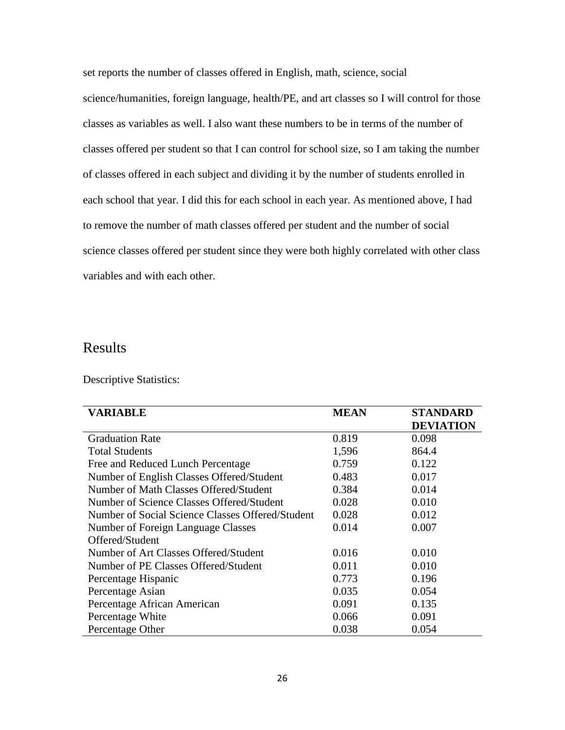set reports the number of classes offered in English, math, science, social science/humanities, foreign language, health/PE, and art classes so I will control for those classes as variables as well. I also want these numbers to be in terms of the number of classes offered per student so that I can control for school size, so I am taking the number of classes offered in each subject and dividing it by the number of students enrolled in each school that year. I did this for each school in each year. As mentioned above, I had to remove the number of math classes offered per student and the number of social science classes offered per student since they were both highly correlated with other class variables and with each other.

## Results

Descriptive Statistics:

| VARIABLE | MEAN | STANDARD DEVIATION |
|---|---|---|
| Graduation Rate | 0.819 | 0.098 |
| Total Students | 1,596 | 864.4 |
| Free and Reduced Lunch Percentage | 0.759 | 0.122 |
| Number of English Classes Offered/Student | 0.483 | 0.017 |
| Number of Math Classes Offered/Student | 0.384 | 0.014 |
| Number of Science Classes Offered/Student | 0.028 | 0.010 |
| Number of Social Science Classes Offered/Student | 0.028 | 0.012 |
| Number of Foreign Language Classes Offered/Student | 0.014 | 0.007 |
| Number of Art Classes Offered/Student | 0.016 | 0.010 |
| Number of PE Classes Offered/Student | 0.011 | 0.010 |
| Percentage Hispanic | 0.773 | 0.196 |
| Percentage Asian | 0.035 | 0.054 |
| Percentage African American | 0.091 | 0.135 |
| Percentage White | 0.066 | 0.091 |
| Percentage Other | 0.038 | 0.054 |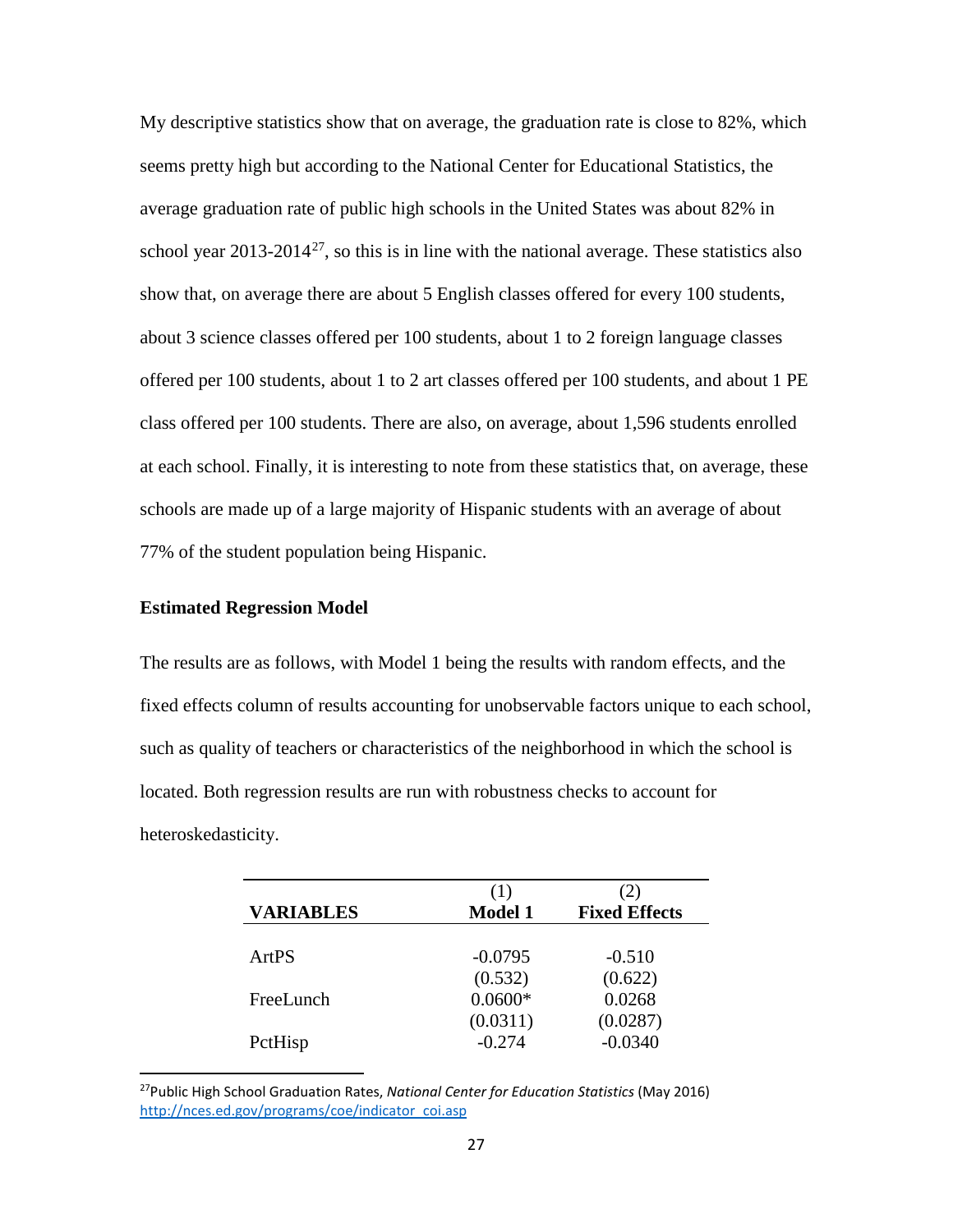My descriptive statistics show that on average, the graduation rate is close to 82%, which seems pretty high but according to the National Center for Educational Statistics, the average graduation rate of public high schools in the United States was about 82% in school year 2013-2014[27], so this is in line with the national average. These statistics also show that, on average there are about 5 English classes offered for every 100 students, about 3 science classes offered per 100 students, about 1 to 2 foreign language classes offered per 100 students, about 1 to 2 art classes offered per 100 students, and about 1 PE class offered per 100 students. There are also, on average, about 1,596 students enrolled at each school. Finally, it is interesting to note from these statistics that, on average, these schools are made up of a large majority of Hispanic students with an average of about 77% of the student population being Hispanic.

**Estimated Regression Model**

The results are as follows, with Model 1 being the results with random effects, and the fixed effects column of results accounting for unobservable factors unique to each school, such as quality of teachers or characteristics of the neighborhood in which the school is located. Both regression results are run with robustness checks to account for heteroskedasticity.

| VARIABLES | (1)<br>**Model 1** | (2)<br>**Fixed Effects** |
|---|---|---|
| ArtPS | -0.0795 | -0.510 |
| | (0.532) | (0.622) |
| FreeLunch | 0.0600* | 0.0268 |
| | (0.0311) | (0.0287) |
| PctHisp | -0.274 | -0.0340 |

[27] Public High School Graduation Rates, *National Center for Education Statistics* (May 2016) http://nces.ed.gov/programs/coe/indicator_coi.asp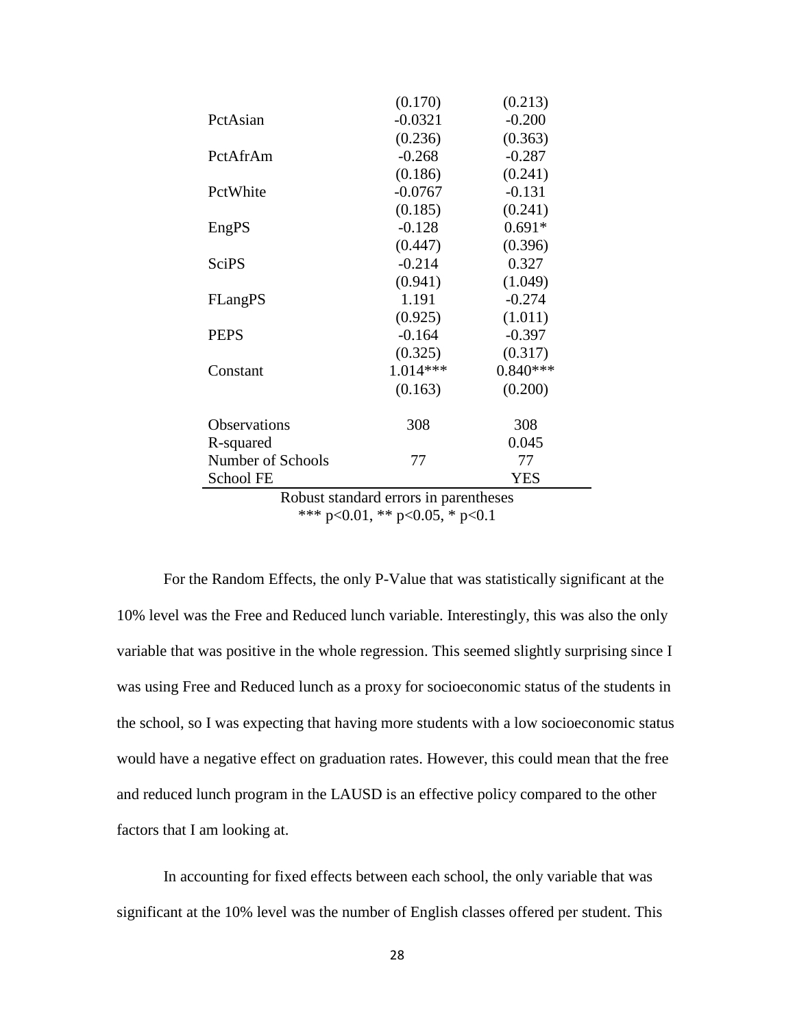| | | |
|---|---|---|
| | (0.170) | (0.213) |
| PctAsian | -0.0321 | -0.200 |
| | (0.236) | (0.363) |
| PctAfrAm | -0.268 | -0.287 |
| | (0.186) | (0.241) |
| PctWhite | -0.0767 | -0.131 |
| | (0.185) | (0.241) |
| EngPS | -0.128 | 0.691* |
| | (0.447) | (0.396) |
| SciPS | -0.214 | 0.327 |
| | (0.941) | (1.049) |
| FLangPS | 1.191 | -0.274 |
| | (0.925) | (1.011) |
| PEPS | -0.164 | -0.397 |
| | (0.325) | (0.317) |
| Constant | 1.014*** | 0.840*** |
| | (0.163) | (0.200) |
| Observations | 308 | 308 |
| R-squared | | 0.045 |
| Number of Schools | 77 | 77 |
| School FE | | YES |

Robust standard errors in parentheses
*** p<0.01, ** p<0.05, * p<0.1

For the Random Effects, the only P-Value that was statistically significant at the 10% level was the Free and Reduced lunch variable. Interestingly, this was also the only variable that was positive in the whole regression. This seemed slightly surprising since I was using Free and Reduced lunch as a proxy for socioeconomic status of the students in the school, so I was expecting that having more students with a low socioeconomic status would have a negative effect on graduation rates. However, this could mean that the free and reduced lunch program in the LAUSD is an effective policy compared to the other factors that I am looking at.

In accounting for fixed effects between each school, the only variable that was significant at the 10% level was the number of English classes offered per student. This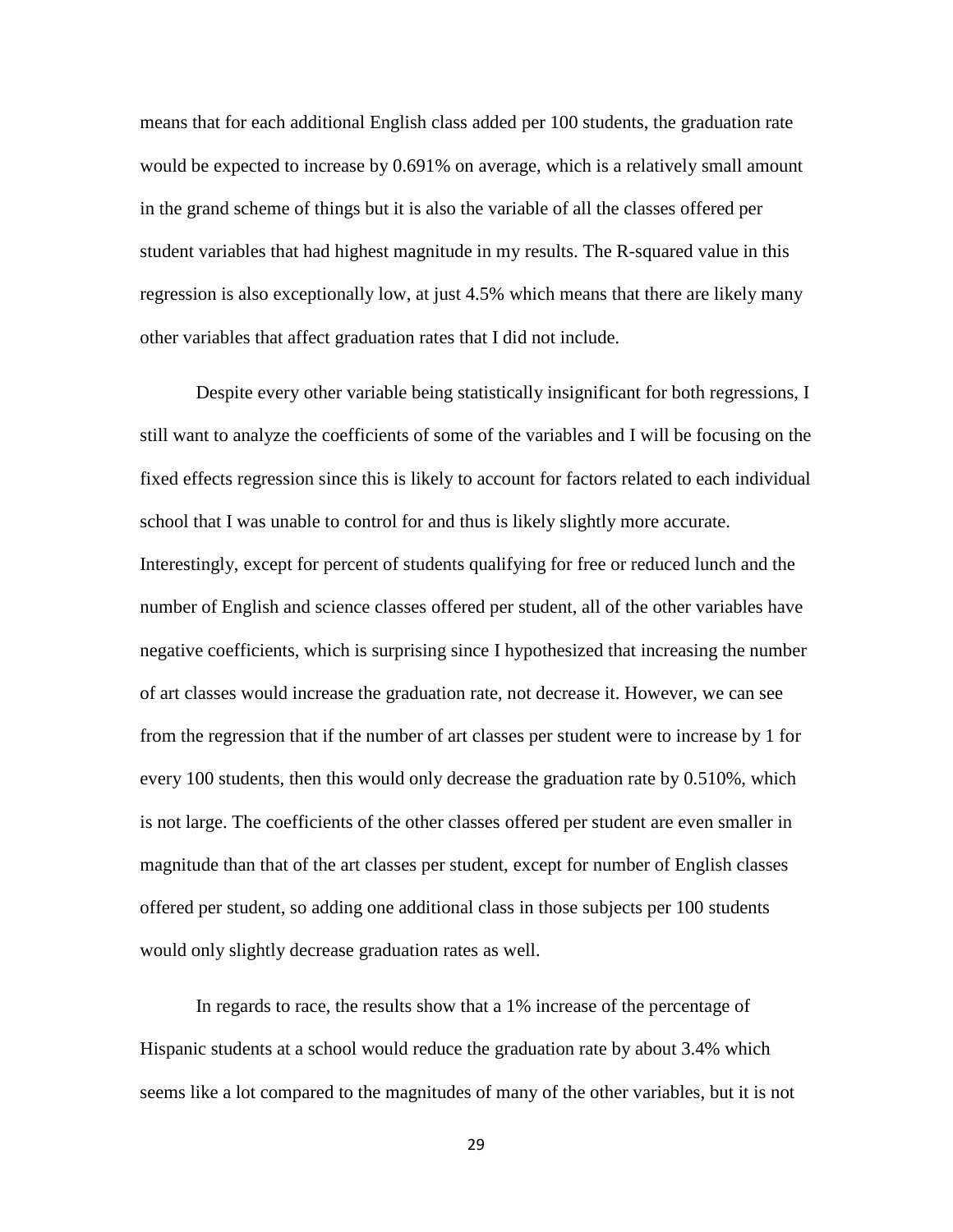means that for each additional English class added per 100 students, the graduation rate would be expected to increase by 0.691% on average, which is a relatively small amount in the grand scheme of things but it is also the variable of all the classes offered per student variables that had highest magnitude in my results. The R-squared value in this regression is also exceptionally low, at just 4.5% which means that there are likely many other variables that affect graduation rates that I did not include.

Despite every other variable being statistically insignificant for both regressions, I still want to analyze the coefficients of some of the variables and I will be focusing on the fixed effects regression since this is likely to account for factors related to each individual school that I was unable to control for and thus is likely slightly more accurate. Interestingly, except for percent of students qualifying for free or reduced lunch and the number of English and science classes offered per student, all of the other variables have negative coefficients, which is surprising since I hypothesized that increasing the number of art classes would increase the graduation rate, not decrease it. However, we can see from the regression that if the number of art classes per student were to increase by 1 for every 100 students, then this would only decrease the graduation rate by 0.510%, which is not large. The coefficients of the other classes offered per student are even smaller in magnitude than that of the art classes per student, except for number of English classes offered per student, so adding one additional class in those subjects per 100 students would only slightly decrease graduation rates as well.

In regards to race, the results show that a 1% increase of the percentage of Hispanic students at a school would reduce the graduation rate by about 3.4% which seems like a lot compared to the magnitudes of many of the other variables, but it is not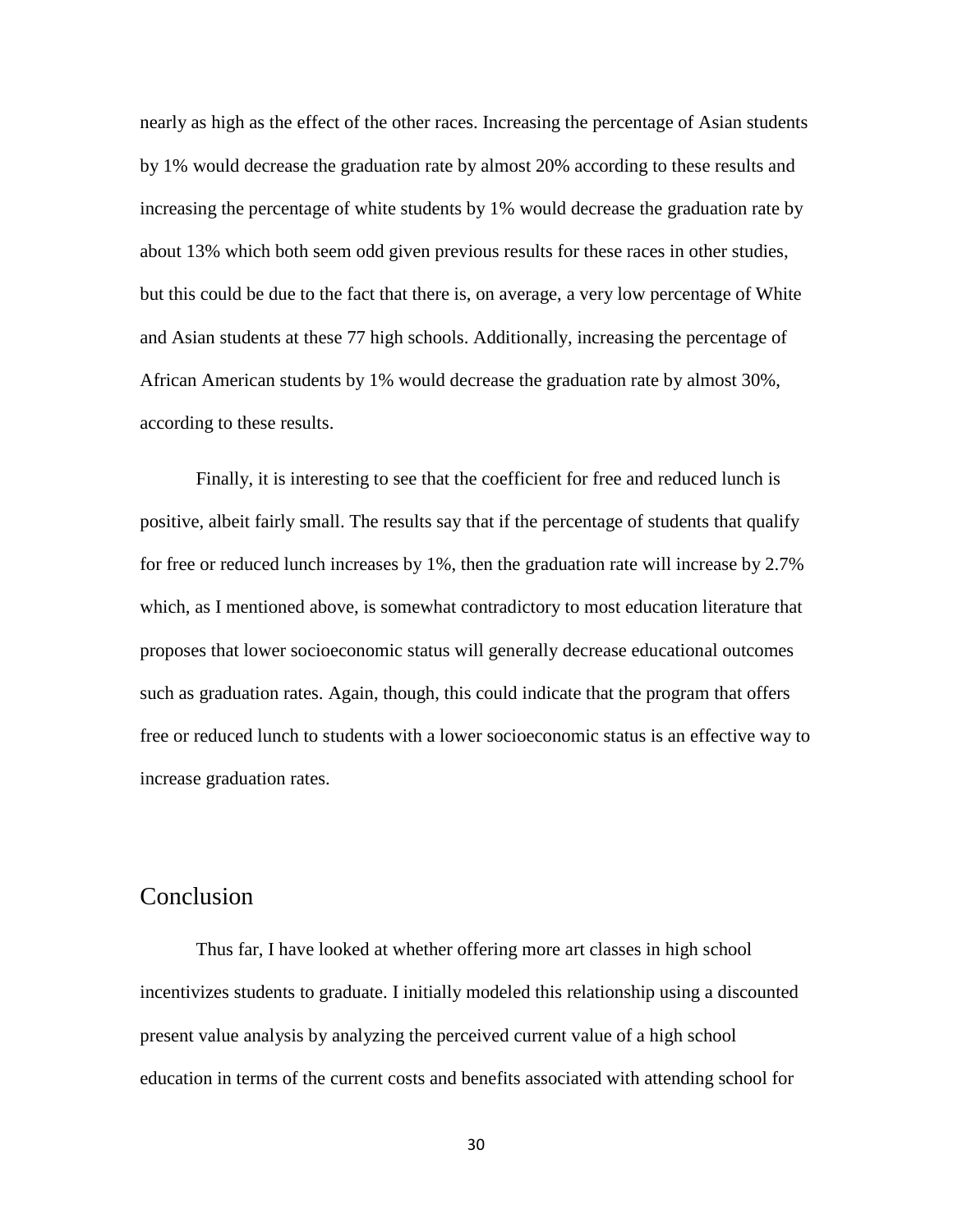nearly as high as the effect of the other races. Increasing the percentage of Asian students by 1% would decrease the graduation rate by almost 20% according to these results and increasing the percentage of white students by 1% would decrease the graduation rate by about 13% which both seem odd given previous results for these races in other studies, but this could be due to the fact that there is, on average, a very low percentage of White and Asian students at these 77 high schools. Additionally, increasing the percentage of African American students by 1% would decrease the graduation rate by almost 30%, according to these results.

Finally, it is interesting to see that the coefficient for free and reduced lunch is positive, albeit fairly small. The results say that if the percentage of students that qualify for free or reduced lunch increases by 1%, then the graduation rate will increase by 2.7% which, as I mentioned above, is somewhat contradictory to most education literature that proposes that lower socioeconomic status will generally decrease educational outcomes such as graduation rates. Again, though, this could indicate that the program that offers free or reduced lunch to students with a lower socioeconomic status is an effective way to increase graduation rates.

## Conclusion

Thus far, I have looked at whether offering more art classes in high school incentivizes students to graduate. I initially modeled this relationship using a discounted present value analysis by analyzing the perceived current value of a high school education in terms of the current costs and benefits associated with attending school for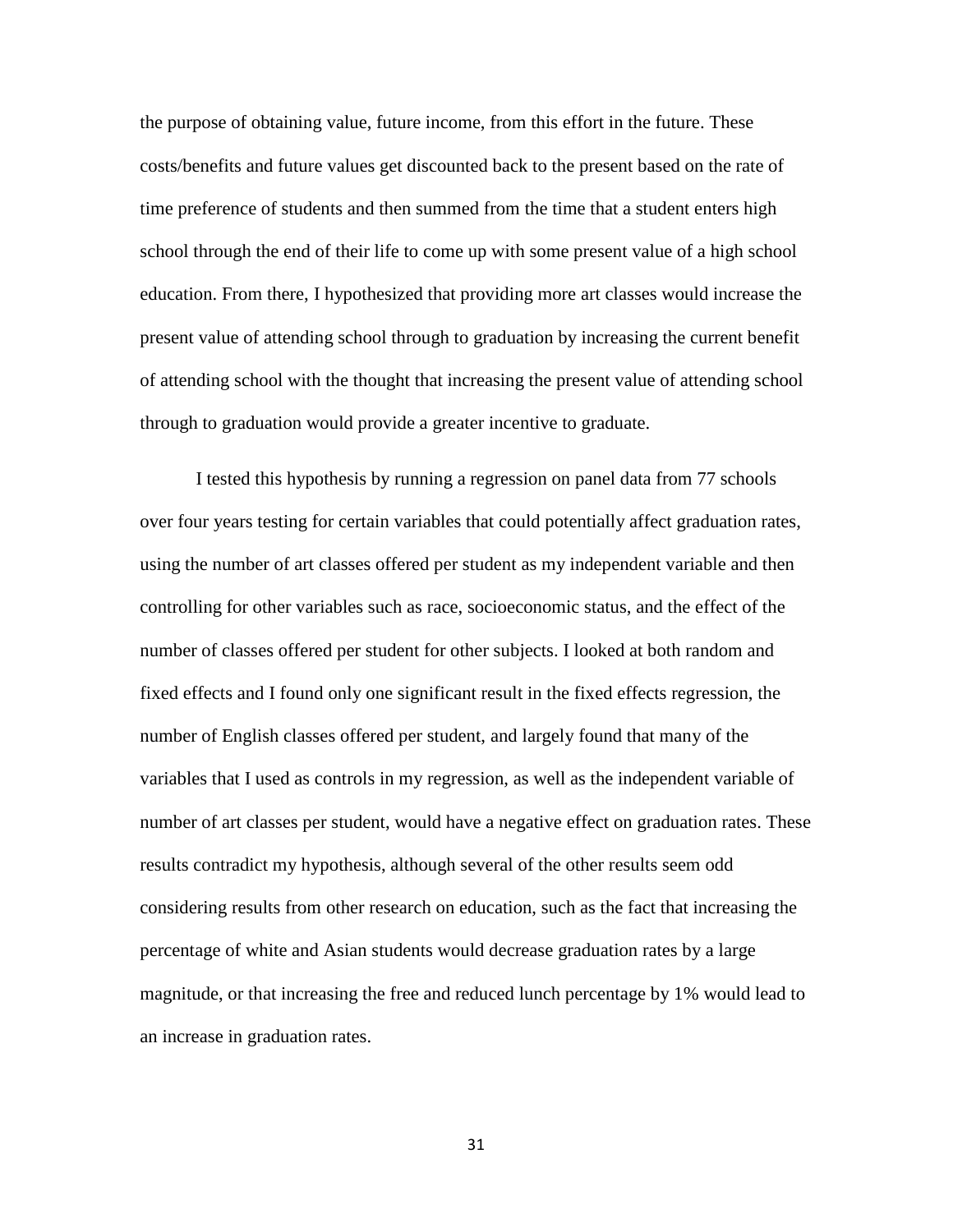the purpose of obtaining value, future income, from this effort in the future. These costs/benefits and future values get discounted back to the present based on the rate of time preference of students and then summed from the time that a student enters high school through the end of their life to come up with some present value of a high school education. From there, I hypothesized that providing more art classes would increase the present value of attending school through to graduation by increasing the current benefit of attending school with the thought that increasing the present value of attending school through to graduation would provide a greater incentive to graduate.

I tested this hypothesis by running a regression on panel data from 77 schools over four years testing for certain variables that could potentially affect graduation rates, using the number of art classes offered per student as my independent variable and then controlling for other variables such as race, socioeconomic status, and the effect of the number of classes offered per student for other subjects. I looked at both random and fixed effects and I found only one significant result in the fixed effects regression, the number of English classes offered per student, and largely found that many of the variables that I used as controls in my regression, as well as the independent variable of number of art classes per student, would have a negative effect on graduation rates. These results contradict my hypothesis, although several of the other results seem odd considering results from other research on education, such as the fact that increasing the percentage of white and Asian students would decrease graduation rates by a large magnitude, or that increasing the free and reduced lunch percentage by 1% would lead to an increase in graduation rates.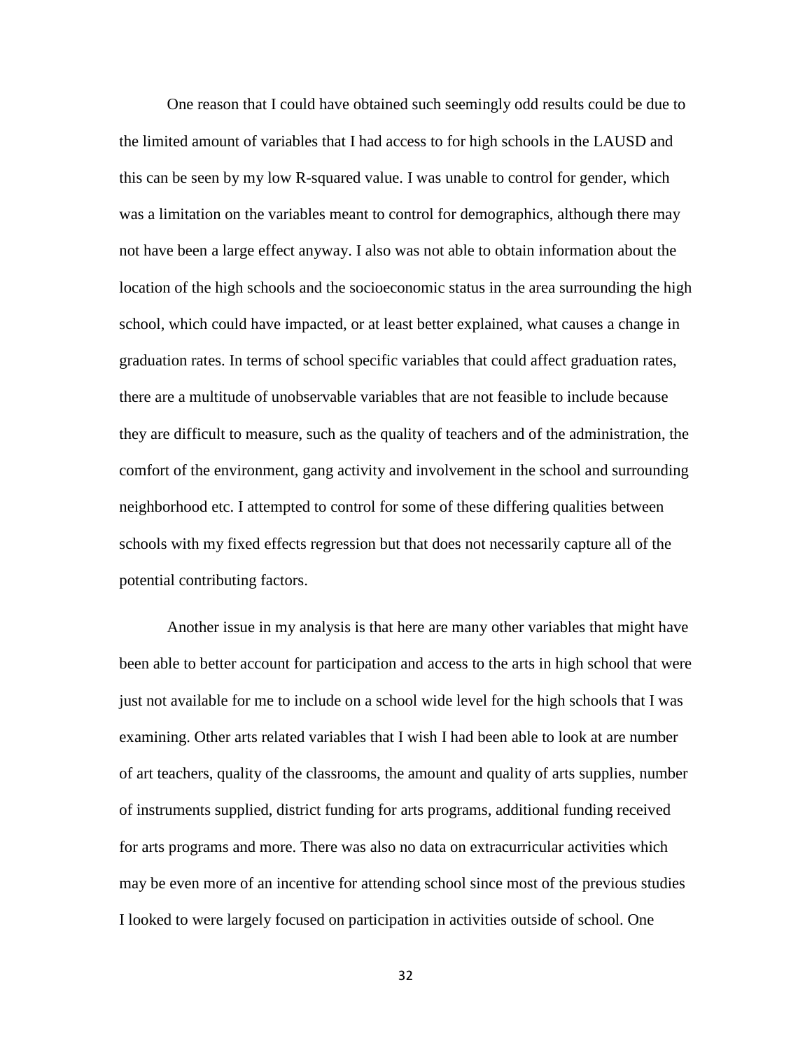One reason that I could have obtained such seemingly odd results could be due to the limited amount of variables that I had access to for high schools in the LAUSD and this can be seen by my low R-squared value. I was unable to control for gender, which was a limitation on the variables meant to control for demographics, although there may not have been a large effect anyway. I also was not able to obtain information about the location of the high schools and the socioeconomic status in the area surrounding the high school, which could have impacted, or at least better explained, what causes a change in graduation rates. In terms of school specific variables that could affect graduation rates, there are a multitude of unobservable variables that are not feasible to include because they are difficult to measure, such as the quality of teachers and of the administration, the comfort of the environment, gang activity and involvement in the school and surrounding neighborhood etc. I attempted to control for some of these differing qualities between schools with my fixed effects regression but that does not necessarily capture all of the potential contributing factors.

Another issue in my analysis is that here are many other variables that might have been able to better account for participation and access to the arts in high school that were just not available for me to include on a school wide level for the high schools that I was examining. Other arts related variables that I wish I had been able to look at are number of art teachers, quality of the classrooms, the amount and quality of arts supplies, number of instruments supplied, district funding for arts programs, additional funding received for arts programs and more. There was also no data on extracurricular activities which may be even more of an incentive for attending school since most of the previous studies I looked to were largely focused on participation in activities outside of school. One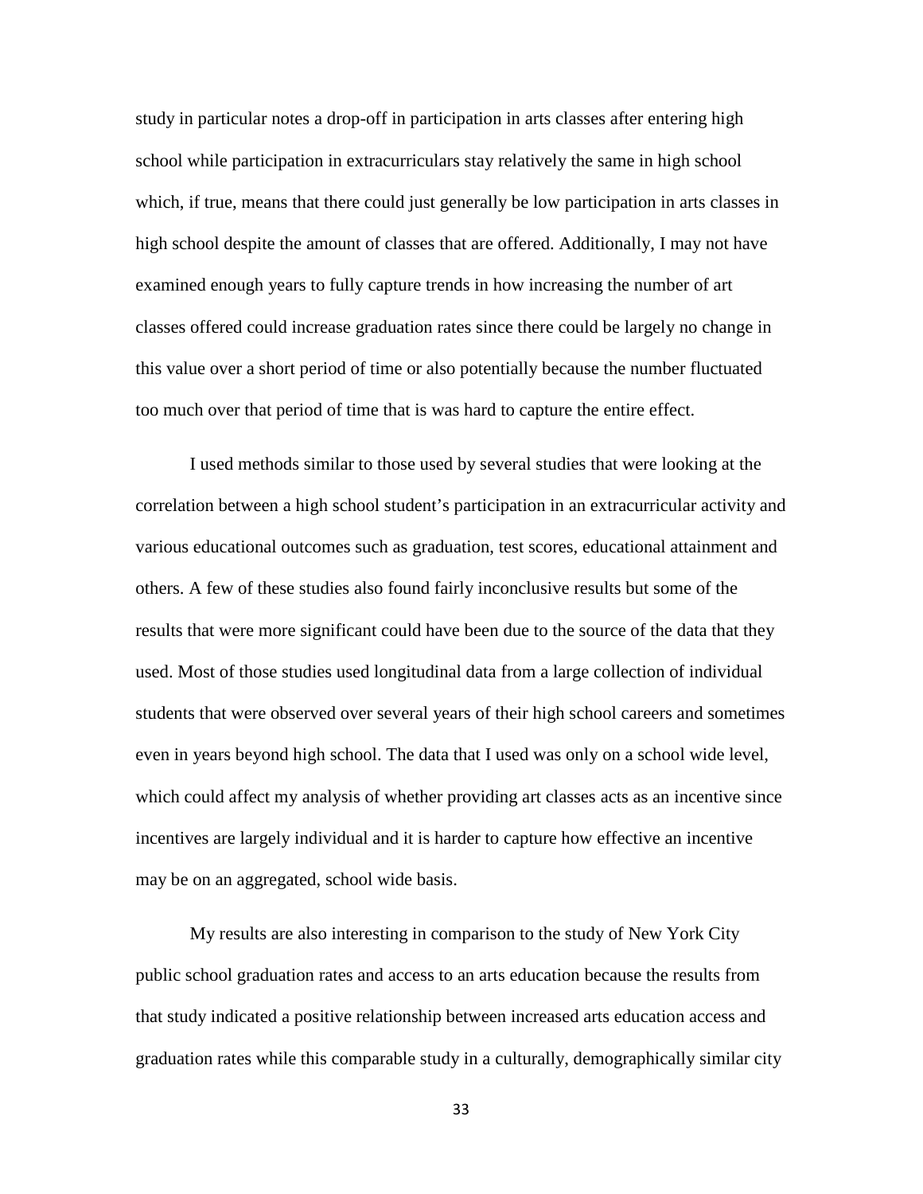study in particular notes a drop-off in participation in arts classes after entering high school while participation in extracurriculars stay relatively the same in high school which, if true, means that there could just generally be low participation in arts classes in high school despite the amount of classes that are offered. Additionally, I may not have examined enough years to fully capture trends in how increasing the number of art classes offered could increase graduation rates since there could be largely no change in this value over a short period of time or also potentially because the number fluctuated too much over that period of time that is was hard to capture the entire effect.

I used methods similar to those used by several studies that were looking at the correlation between a high school student's participation in an extracurricular activity and various educational outcomes such as graduation, test scores, educational attainment and others. A few of these studies also found fairly inconclusive results but some of the results that were more significant could have been due to the source of the data that they used. Most of those studies used longitudinal data from a large collection of individual students that were observed over several years of their high school careers and sometimes even in years beyond high school. The data that I used was only on a school wide level, which could affect my analysis of whether providing art classes acts as an incentive since incentives are largely individual and it is harder to capture how effective an incentive may be on an aggregated, school wide basis.

My results are also interesting in comparison to the study of New York City public school graduation rates and access to an arts education because the results from that study indicated a positive relationship between increased arts education access and graduation rates while this comparable study in a culturally, demographically similar city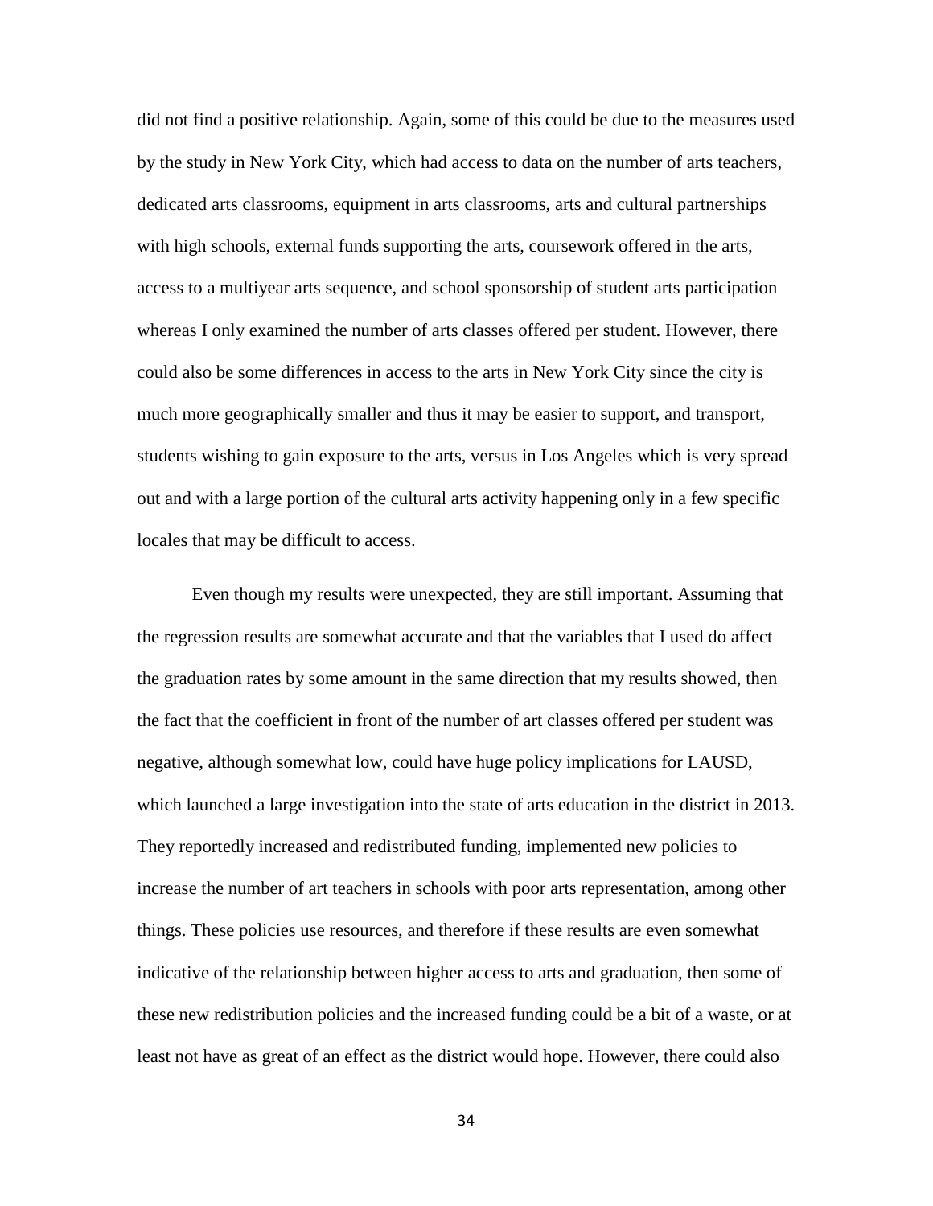did not find a positive relationship. Again, some of this could be due to the measures used by the study in New York City, which had access to data on the number of arts teachers, dedicated arts classrooms, equipment in arts classrooms, arts and cultural partnerships with high schools, external funds supporting the arts, coursework offered in the arts, access to a multiyear arts sequence, and school sponsorship of student arts participation whereas I only examined the number of arts classes offered per student. However, there could also be some differences in access to the arts in New York City since the city is much more geographically smaller and thus it may be easier to support, and transport, students wishing to gain exposure to the arts, versus in Los Angeles which is very spread out and with a large portion of the cultural arts activity happening only in a few specific locales that may be difficult to access.

Even though my results were unexpected, they are still important. Assuming that the regression results are somewhat accurate and that the variables that I used do affect the graduation rates by some amount in the same direction that my results showed, then the fact that the coefficient in front of the number of art classes offered per student was negative, although somewhat low, could have huge policy implications for LAUSD, which launched a large investigation into the state of arts education in the district in 2013. They reportedly increased and redistributed funding, implemented new policies to increase the number of art teachers in schools with poor arts representation, among other things. These policies use resources, and therefore if these results are even somewhat indicative of the relationship between higher access to arts and graduation, then some of these new redistribution policies and the increased funding could be a bit of a waste, or at least not have as great of an effect as the district would hope. However, there could also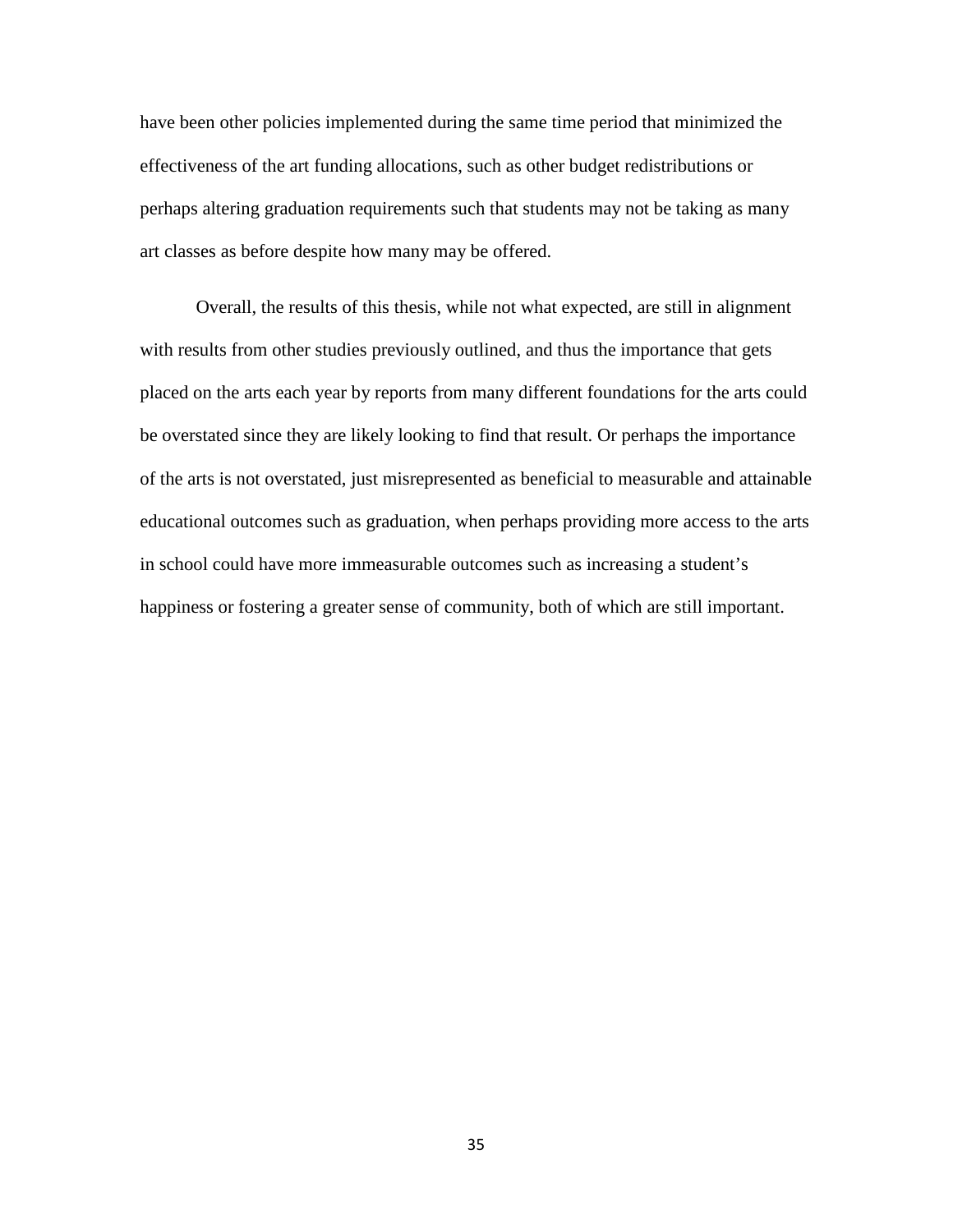have been other policies implemented during the same time period that minimized the effectiveness of the art funding allocations, such as other budget redistributions or perhaps altering graduation requirements such that students may not be taking as many art classes as before despite how many may be offered.

Overall, the results of this thesis, while not what expected, are still in alignment with results from other studies previously outlined, and thus the importance that gets placed on the arts each year by reports from many different foundations for the arts could be overstated since they are likely looking to find that result. Or perhaps the importance of the arts is not overstated, just misrepresented as beneficial to measurable and attainable educational outcomes such as graduation, when perhaps providing more access to the arts in school could have more immeasurable outcomes such as increasing a student's happiness or fostering a greater sense of community, both of which are still important.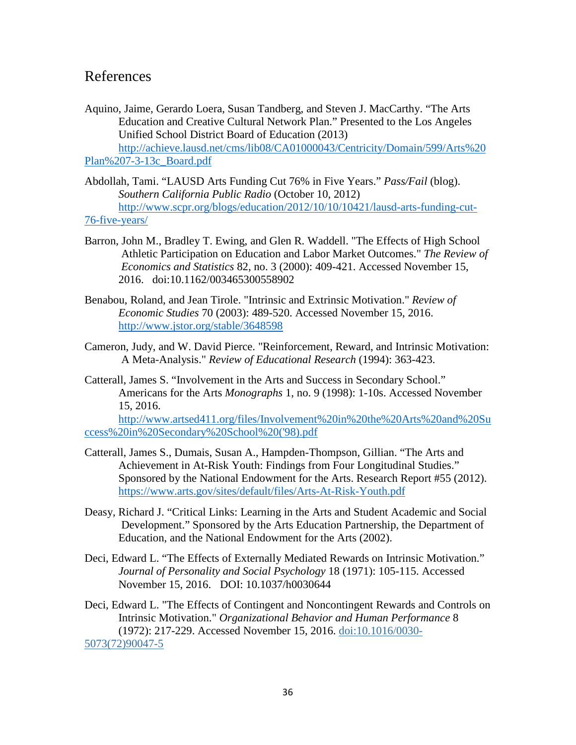# References

Aquino, Jaime, Gerardo Loera, Susan Tandberg, and Steven J. MacCarthy. "The Arts Education and Creative Cultural Network Plan." Presented to the Los Angeles Unified School District Board of Education (2013) http://achieve.lausd.net/cms/lib08/CA01000043/Centricity/Domain/599/Arts%20Plan%207-3-13c_Board.pdf

Abdollah, Tami. "LAUSD Arts Funding Cut 76% in Five Years." *Pass/Fail* (blog). *Southern California Public Radio* (October 10, 2012) http://www.scpr.org/blogs/education/2012/10/10/10421/lausd-arts-funding-cut-76-five-years/

Barron, John M., Bradley T. Ewing, and Glen R. Waddell. "The Effects of High School Athletic Participation on Education and Labor Market Outcomes." *The Review of Economics and Statistics* 82, no. 3 (2000): 409-421. Accessed November 15, 2016. doi:10.1162/003465300558902

Benabou, Roland, and Jean Tirole. "Intrinsic and Extrinsic Motivation." *Review of Economic Studies* 70 (2003): 489-520. Accessed November 15, 2016. http://www.jstor.org/stable/3648598

Cameron, Judy, and W. David Pierce. "Reinforcement, Reward, and Intrinsic Motivation: A Meta-Analysis." *Review of Educational Research* (1994): 363-423.

Catterall, James S. "Involvement in the Arts and Success in Secondary School." Americans for the Arts *Monographs* 1, no. 9 (1998): 1-10s. Accessed November 15, 2016. http://www.artsed411.org/files/Involvement%20in%20the%20Arts%20and%20Success%20in%20Secondary%20School%20('98).pdf

Catterall, James S., Dumais, Susan A., Hampden-Thompson, Gillian. "The Arts and Achievement in At-Risk Youth: Findings from Four Longitudinal Studies." Sponsored by the National Endowment for the Arts. Research Report #55 (2012). https://www.arts.gov/sites/default/files/Arts-At-Risk-Youth.pdf

Deasy, Richard J. "Critical Links: Learning in the Arts and Student Academic and Social Development." Sponsored by the Arts Education Partnership, the Department of Education, and the National Endowment for the Arts (2002).

Deci, Edward L. "The Effects of Externally Mediated Rewards on Intrinsic Motivation." *Journal of Personality and Social Psychology* 18 (1971): 105-115. Accessed November 15, 2016. DOI: 10.1037/h0030644

Deci, Edward L. "The Effects of Contingent and Noncontingent Rewards and Controls on Intrinsic Motivation." *Organizational Behavior and Human Performance* 8 (1972): 217-229. Accessed November 15, 2016. doi:10.1016/0030-5073(72)90047-5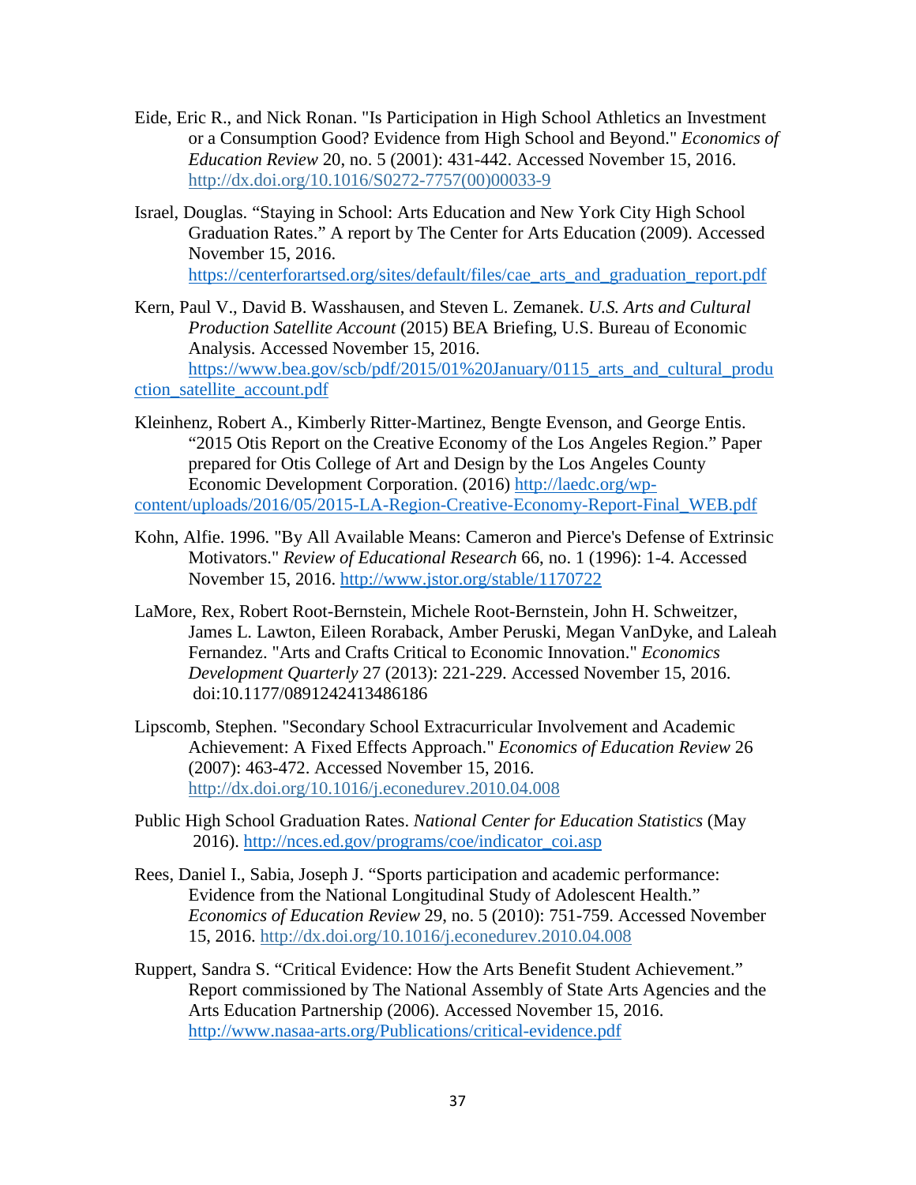Eide, Eric R., and Nick Ronan. "Is Participation in High School Athletics an Investment or a Consumption Good? Evidence from High School and Beyond." *Economics of Education Review* 20, no. 5 (2001): 431-442. Accessed November 15, 2016. http://dx.doi.org/10.1016/S0272-7757(00)00033-9

Israel, Douglas. "Staying in School: Arts Education and New York City High School Graduation Rates." A report by The Center for Arts Education (2009). Accessed November 15, 2016. https://centerforartsed.org/sites/default/files/cae_arts_and_graduation_report.pdf

Kern, Paul V., David B. Wasshausen, and Steven L. Zemanek. *U.S. Arts and Cultural Production Satellite Account* (2015) BEA Briefing, U.S. Bureau of Economic Analysis. Accessed November 15, 2016. https://www.bea.gov/scb/pdf/2015/01%20January/0115_arts_and_cultural_production_satellite_account.pdf

Kleinhenz, Robert A., Kimberly Ritter-Martinez, Bengte Evenson, and George Entis. "2015 Otis Report on the Creative Economy of the Los Angeles Region." Paper prepared for Otis College of Art and Design by the Los Angeles County Economic Development Corporation. (2016) http://laedc.org/wp-content/uploads/2016/05/2015-LA-Region-Creative-Economy-Report-Final_WEB.pdf

Kohn, Alfie. 1996. "By All Available Means: Cameron and Pierce's Defense of Extrinsic Motivators." *Review of Educational Research* 66, no. 1 (1996): 1-4. Accessed November 15, 2016. http://www.jstor.org/stable/1170722

LaMore, Rex, Robert Root-Bernstein, Michele Root-Bernstein, John H. Schweitzer, James L. Lawton, Eileen Roraback, Amber Peruski, Megan VanDyke, and Laleah Fernandez. "Arts and Crafts Critical to Economic Innovation." *Economics Development Quarterly* 27 (2013): 221-229. Accessed November 15, 2016. doi:10.1177/0891242413486186

Lipscomb, Stephen. "Secondary School Extracurricular Involvement and Academic Achievement: A Fixed Effects Approach." *Economics of Education Review* 26 (2007): 463-472. Accessed November 15, 2016. http://dx.doi.org/10.1016/j.econedurev.2010.04.008

Public High School Graduation Rates. *National Center for Education Statistics* (May 2016). http://nces.ed.gov/programs/coe/indicator_coi.asp

Rees, Daniel I., Sabia, Joseph J. "Sports participation and academic performance: Evidence from the National Longitudinal Study of Adolescent Health." *Economics of Education Review* 29, no. 5 (2010): 751-759. Accessed November 15, 2016. http://dx.doi.org/10.1016/j.econedurev.2010.04.008

Ruppert, Sandra S. "Critical Evidence: How the Arts Benefit Student Achievement." Report commissioned by The National Assembly of State Arts Agencies and the Arts Education Partnership (2006). Accessed November 15, 2016. http://www.nasaa-arts.org/Publications/critical-evidence.pdf